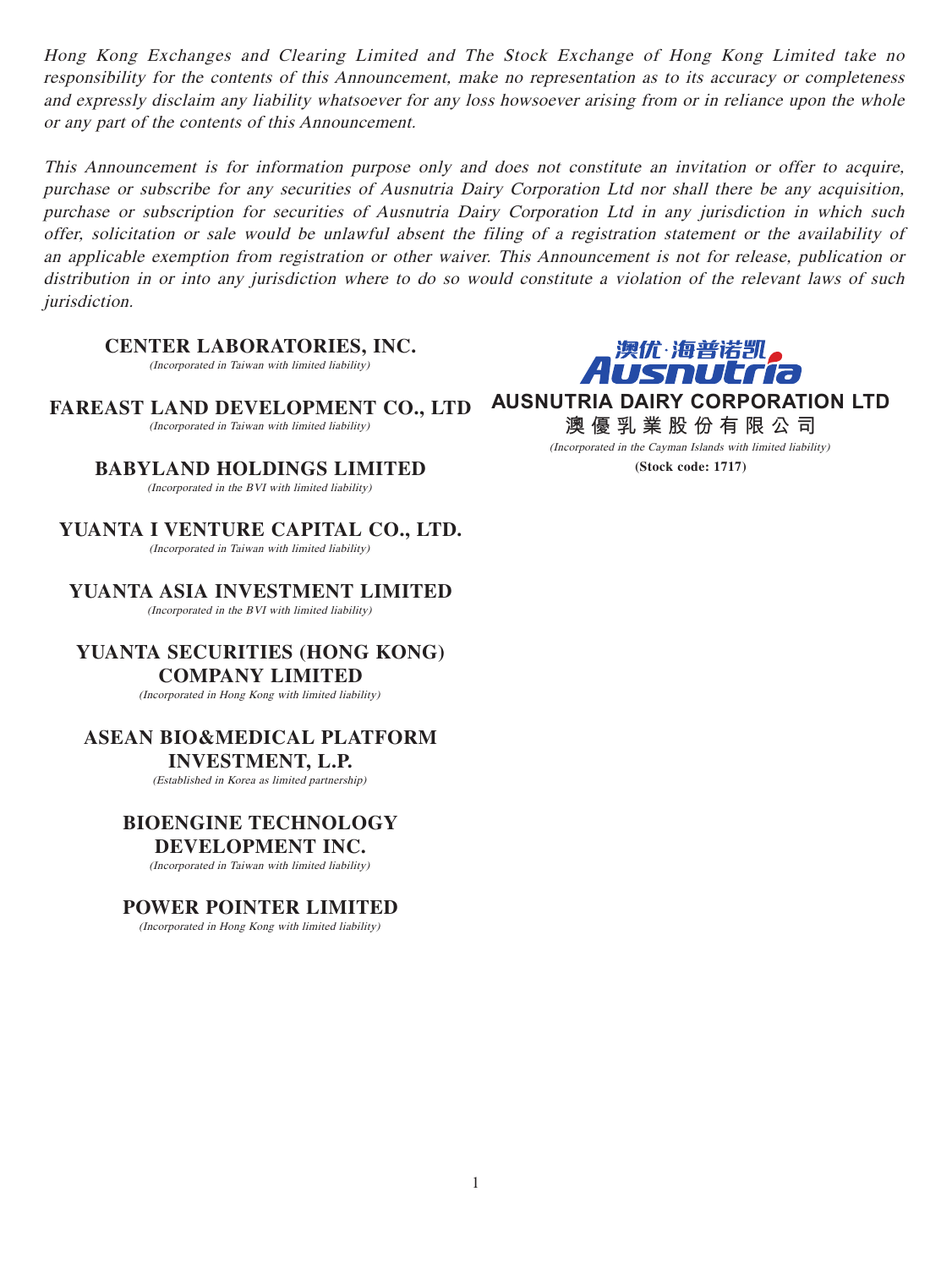*Hong Kong Exchanges and Clearing Limited and The Stock Exchange of Hong Kong Limited take no responsibility for the contents of this Announcement, make no representation as to its accuracy or completeness and expressly disclaim any liability whatsoever for any loss howsoever arising from or in reliance upon the whole or any part of the contents of this Announcement.*

*This Announcement is for information purpose only and does not constitute an invitation or offer to acquire, purchase or subscribe for any securities of Ausnutria Dairy Corporation Ltd nor shall there be any acquisition, purchase or subscription for securities of Ausnutria Dairy Corporation Ltd in any jurisdiction in which such offer, solicitation or sale would be unlawful absent the filing of a registration statement or the availability of an applicable exemption from registration or other waiver. This Announcement is not for release, publication or distribution in or into any jurisdiction where to do so would constitute a violation of the relevant laws of such jurisdiction.*

**CENTER LABORATORIES, INC.**
*(Incorporated in Taiwan with limited liability)*

**FAREAST LAND DEVELOPMENT CO., LTD**
*(Incorporated in Taiwan with limited liability)*

**BABYLAND HOLDINGS LIMITED**
*(Incorporated in the BVI with limited liability)*

**YUANTA I VENTURE CAPITAL CO., LTD.**
*(Incorporated in Taiwan with limited liability)*

**YUANTA ASIA INVESTMENT LIMITED**
*(Incorporated in the BVI with limited liability)*

**YUANTA SECURITIES (HONG KONG) COMPANY LIMITED**
*(Incorporated in Hong Kong with limited liability)*

**ASEAN BIO&MEDICAL PLATFORM INVESTMENT, L.P.**
*(Established in Korea as limited partnership)*

**BIOENGINE TECHNOLOGY DEVELOPMENT INC.**
*(Incorporated in Taiwan with limited liability)*

**POWER POINTER LIMITED**
*(Incorporated in Hong Kong with limited liability)*

澳优·海普诺凯
Ausnutria

**AUSNUTRIA DAIRY CORPORATION LTD**
**澳優乳業股份有限公司**
*(Incorporated in the Cayman Islands with limited liability)*
**(Stock code: 1717)**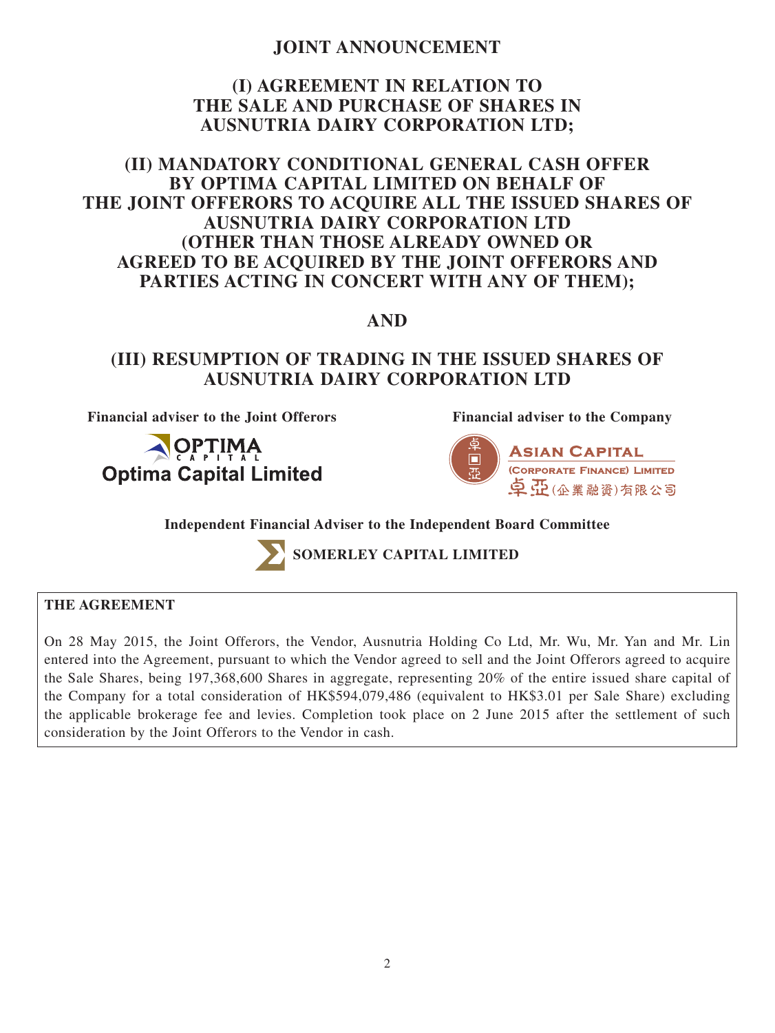# JOINT ANNOUNCEMENT

## (I) AGREEMENT IN RELATION TO THE SALE AND PURCHASE OF SHARES IN AUSNUTRIA DAIRY CORPORATION LTD;

## (II) MANDATORY CONDITIONAL GENERAL CASH OFFER BY OPTIMA CAPITAL LIMITED ON BEHALF OF THE JOINT OFFERORS TO ACQUIRE ALL THE ISSUED SHARES OF AUSNUTRIA DAIRY CORPORATION LTD (OTHER THAN THOSE ALREADY OWNED OR AGREED TO BE ACQUIRED BY THE JOINT OFFERORS AND PARTIES ACTING IN CONCERT WITH ANY OF THEM);

## AND

## (III) RESUMPTION OF TRADING IN THE ISSUED SHARES OF AUSNUTRIA DAIRY CORPORATION LTD

**Financial adviser to the Joint Offerors**

Optima Capital Limited

**Financial adviser to the Company**

Asian Capital (Corporate Finance) Limited
卓亞(企業融資)有限公司

**Independent Financial Adviser to the Independent Board Committee**

**SOMERLEY CAPITAL LIMITED**

**THE AGREEMENT**

On 28 May 2015, the Joint Offerors, the Vendor, Ausnutria Holding Co Ltd, Mr. Wu, Mr. Yan and Mr. Lin entered into the Agreement, pursuant to which the Vendor agreed to sell and the Joint Offerors agreed to acquire the Sale Shares, being 197,368,600 Shares in aggregate, representing 20% of the entire issued share capital of the Company for a total consideration of HK$594,079,486 (equivalent to HK$3.01 per Sale Share) excluding the applicable brokerage fee and levies. Completion took place on 2 June 2015 after the settlement of such consideration by the Joint Offerors to the Vendor in cash.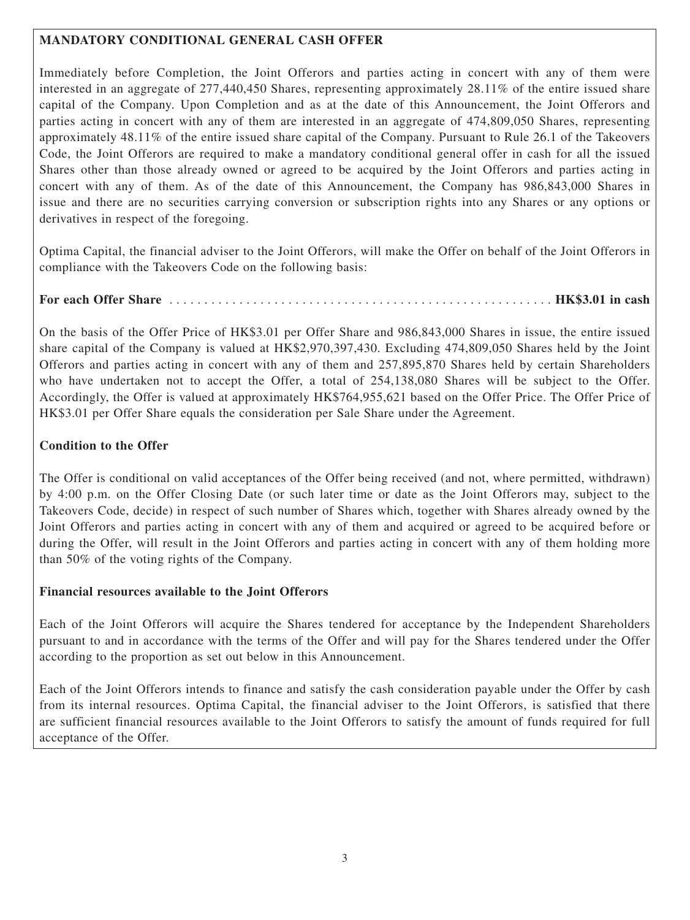## MANDATORY CONDITIONAL GENERAL CASH OFFER

Immediately before Completion, the Joint Offerors and parties acting in concert with any of them were interested in an aggregate of 277,440,450 Shares, representing approximately 28.11% of the entire issued share capital of the Company. Upon Completion and as at the date of this Announcement, the Joint Offerors and parties acting in concert with any of them are interested in an aggregate of 474,809,050 Shares, representing approximately 48.11% of the entire issued share capital of the Company. Pursuant to Rule 26.1 of the Takeovers Code, the Joint Offerors are required to make a mandatory conditional general offer in cash for all the issued Shares other than those already owned or agreed to be acquired by the Joint Offerors and parties acting in concert with any of them. As of the date of this Announcement, the Company has 986,843,000 Shares in issue and there are no securities carrying conversion or subscription rights into any Shares or any options or derivatives in respect of the foregoing.

Optima Capital, the financial adviser to the Joint Offerors, will make the Offer on behalf of the Joint Offerors in compliance with the Takeovers Code on the following basis:

**For each Offer Share** . . . . . . . . . . . . . . . . . . . . . . . . . . . . . . . . . . . . . . . . . . . . . . . . . . . . . . **HK$3.01 in cash**

On the basis of the Offer Price of HK$3.01 per Offer Share and 986,843,000 Shares in issue, the entire issued share capital of the Company is valued at HK$2,970,397,430. Excluding 474,809,050 Shares held by the Joint Offerors and parties acting in concert with any of them and 257,895,870 Shares held by certain Shareholders who have undertaken not to accept the Offer, a total of 254,138,080 Shares will be subject to the Offer. Accordingly, the Offer is valued at approximately HK$764,955,621 based on the Offer Price. The Offer Price of HK$3.01 per Offer Share equals the consideration per Sale Share under the Agreement.

### Condition to the Offer

The Offer is conditional on valid acceptances of the Offer being received (and not, where permitted, withdrawn) by 4:00 p.m. on the Offer Closing Date (or such later time or date as the Joint Offerors may, subject to the Takeovers Code, decide) in respect of such number of Shares which, together with Shares already owned by the Joint Offerors and parties acting in concert with any of them and acquired or agreed to be acquired before or during the Offer, will result in the Joint Offerors and parties acting in concert with any of them holding more than 50% of the voting rights of the Company.

### Financial resources available to the Joint Offerors

Each of the Joint Offerors will acquire the Shares tendered for acceptance by the Independent Shareholders pursuant to and in accordance with the terms of the Offer and will pay for the Shares tendered under the Offer according to the proportion as set out below in this Announcement.

Each of the Joint Offerors intends to finance and satisfy the cash consideration payable under the Offer by cash from its internal resources. Optima Capital, the financial adviser to the Joint Offerors, is satisfied that there are sufficient financial resources available to the Joint Offerors to satisfy the amount of funds required for full acceptance of the Offer.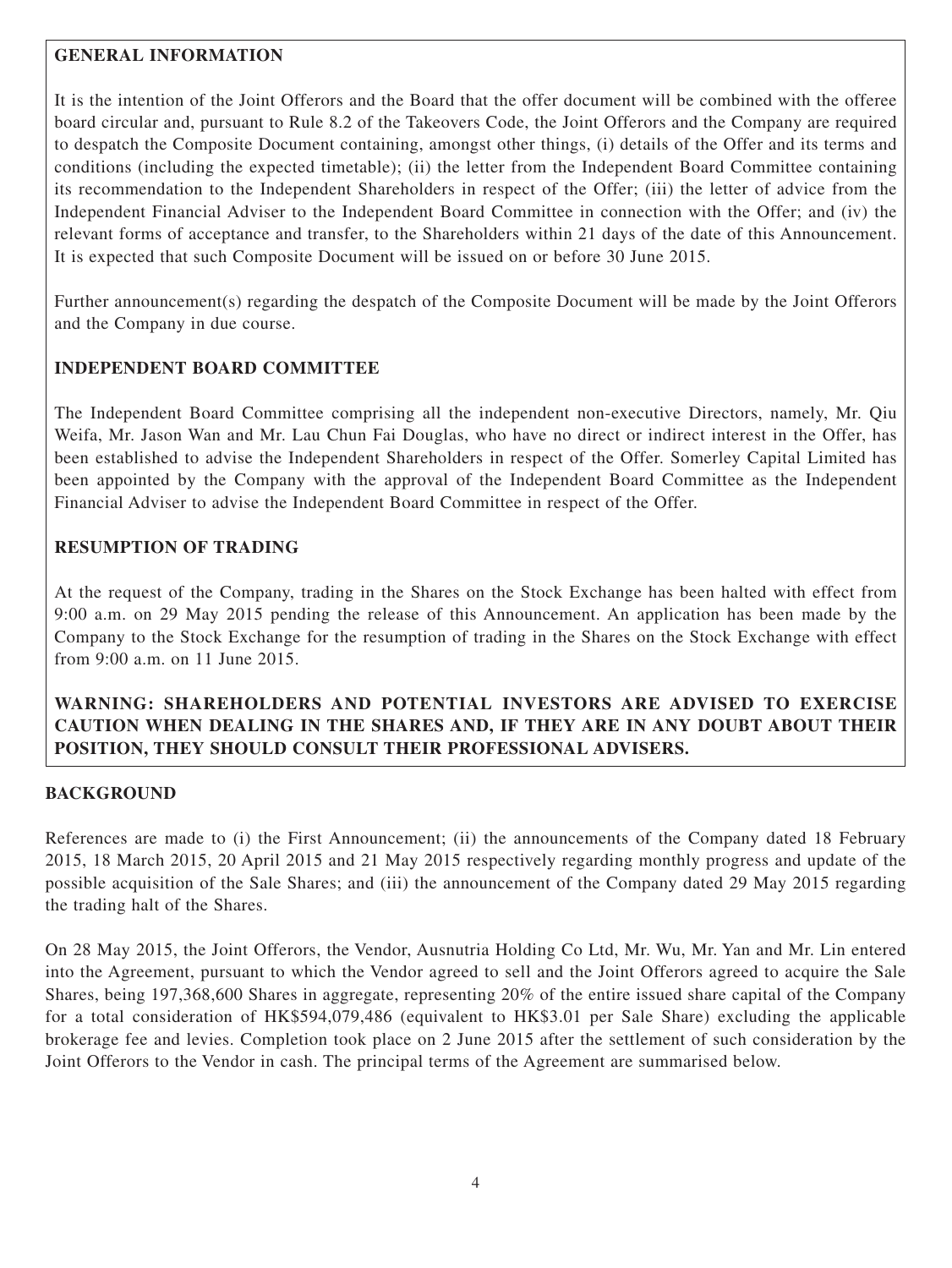## GENERAL INFORMATION

It is the intention of the Joint Offerors and the Board that the offer document will be combined with the offeree board circular and, pursuant to Rule 8.2 of the Takeovers Code, the Joint Offerors and the Company are required to despatch the Composite Document containing, amongst other things, (i) details of the Offer and its terms and conditions (including the expected timetable); (ii) the letter from the Independent Board Committee containing its recommendation to the Independent Shareholders in respect of the Offer; (iii) the letter of advice from the Independent Financial Adviser to the Independent Board Committee in connection with the Offer; and (iv) the relevant forms of acceptance and transfer, to the Shareholders within 21 days of the date of this Announcement. It is expected that such Composite Document will be issued on or before 30 June 2015.

Further announcement(s) regarding the despatch of the Composite Document will be made by the Joint Offerors and the Company in due course.

## INDEPENDENT BOARD COMMITTEE

The Independent Board Committee comprising all the independent non-executive Directors, namely, Mr. Qiu Weifa, Mr. Jason Wan and Mr. Lau Chun Fai Douglas, who have no direct or indirect interest in the Offer, has been established to advise the Independent Shareholders in respect of the Offer. Somerley Capital Limited has been appointed by the Company with the approval of the Independent Board Committee as the Independent Financial Adviser to advise the Independent Board Committee in respect of the Offer.

## RESUMPTION OF TRADING

At the request of the Company, trading in the Shares on the Stock Exchange has been halted with effect from 9:00 a.m. on 29 May 2015 pending the release of this Announcement. An application has been made by the Company to the Stock Exchange for the resumption of trading in the Shares on the Stock Exchange with effect from 9:00 a.m. on 11 June 2015.

**WARNING: SHAREHOLDERS AND POTENTIAL INVESTORS ARE ADVISED TO EXERCISE CAUTION WHEN DEALING IN THE SHARES AND, IF THEY ARE IN ANY DOUBT ABOUT THEIR POSITION, THEY SHOULD CONSULT THEIR PROFESSIONAL ADVISERS.**

## BACKGROUND

References are made to (i) the First Announcement; (ii) the announcements of the Company dated 18 February 2015, 18 March 2015, 20 April 2015 and 21 May 2015 respectively regarding monthly progress and update of the possible acquisition of the Sale Shares; and (iii) the announcement of the Company dated 29 May 2015 regarding the trading halt of the Shares.

On 28 May 2015, the Joint Offerors, the Vendor, Ausnutria Holding Co Ltd, Mr. Wu, Mr. Yan and Mr. Lin entered into the Agreement, pursuant to which the Vendor agreed to sell and the Joint Offerors agreed to acquire the Sale Shares, being 197,368,600 Shares in aggregate, representing 20% of the entire issued share capital of the Company for a total consideration of HK$594,079,486 (equivalent to HK$3.01 per Sale Share) excluding the applicable brokerage fee and levies. Completion took place on 2 June 2015 after the settlement of such consideration by the Joint Offerors to the Vendor in cash. The principal terms of the Agreement are summarised below.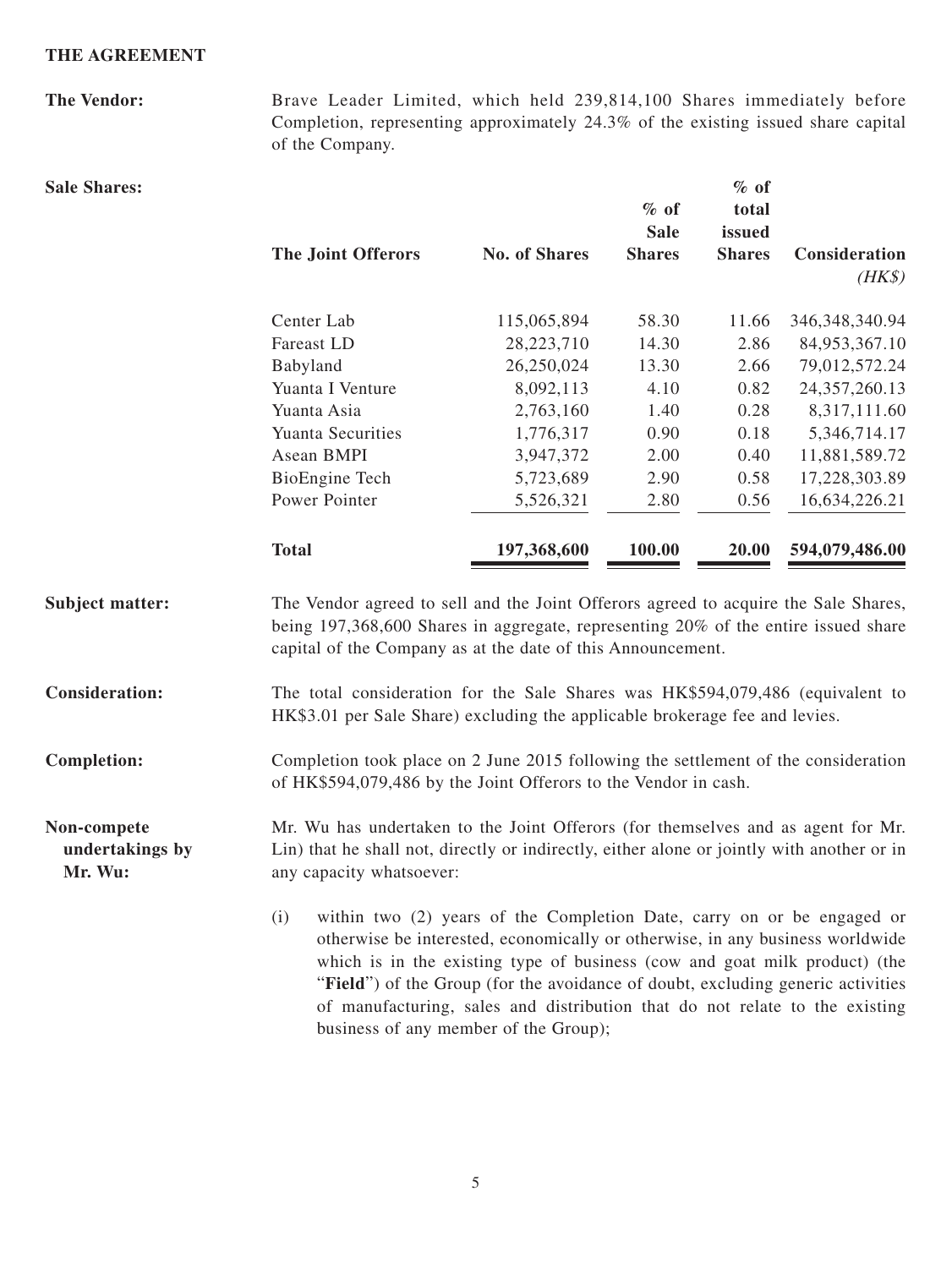**THE AGREEMENT**

**The Vendor:** Brave Leader Limited, which held 239,814,100 Shares immediately before Completion, representing approximately 24.3% of the existing issued share capital of the Company.

**Sale Shares:**

| The Joint Offerors | No. of Shares | % of Sale Shares | % of total issued Shares | Consideration *(HK$)* |
|---|---|---|---|---|
| Center Lab | 115,065,894 | 58.30 | 11.66 | 346,348,340.94 |
| Fareast LD | 28,223,710 | 14.30 | 2.86 | 84,953,367.10 |
| Babyland | 26,250,024 | 13.30 | 2.66 | 79,012,572.24 |
| Yuanta I Venture | 8,092,113 | 4.10 | 0.82 | 24,357,260.13 |
| Yuanta Asia | 2,763,160 | 1.40 | 0.28 | 8,317,111.60 |
| Yuanta Securities | 1,776,317 | 0.90 | 0.18 | 5,346,714.17 |
| Asean BMPI | 3,947,372 | 2.00 | 0.40 | 11,881,589.72 |
| BioEngine Tech | 5,723,689 | 2.90 | 0.58 | 17,228,303.89 |
| Power Pointer | 5,526,321 | 2.80 | 0.56 | 16,634,226.21 |
| **Total** | **197,368,600** | **100.00** | **20.00** | **594,079,486.00** |

**Subject matter:** The Vendor agreed to sell and the Joint Offerors agreed to acquire the Sale Shares, being 197,368,600 Shares in aggregate, representing 20% of the entire issued share capital of the Company as at the date of this Announcement.

**Consideration:** The total consideration for the Sale Shares was HK$594,079,486 (equivalent to HK$3.01 per Sale Share) excluding the applicable brokerage fee and levies.

**Completion:** Completion took place on 2 June 2015 following the settlement of the consideration of HK$594,079,486 by the Joint Offerors to the Vendor in cash.

**Non-compete undertakings by Mr. Wu:** Mr. Wu has undertaken to the Joint Offerors (for themselves and as agent for Mr. Lin) that he shall not, directly or indirectly, either alone or jointly with another or in any capacity whatsoever:

(i) within two (2) years of the Completion Date, carry on or be engaged or otherwise be interested, economically or otherwise, in any business worldwide which is in the existing type of business (cow and goat milk product) (the "**Field**") of the Group (for the avoidance of doubt, excluding generic activities of manufacturing, sales and distribution that do not relate to the existing business of any member of the Group);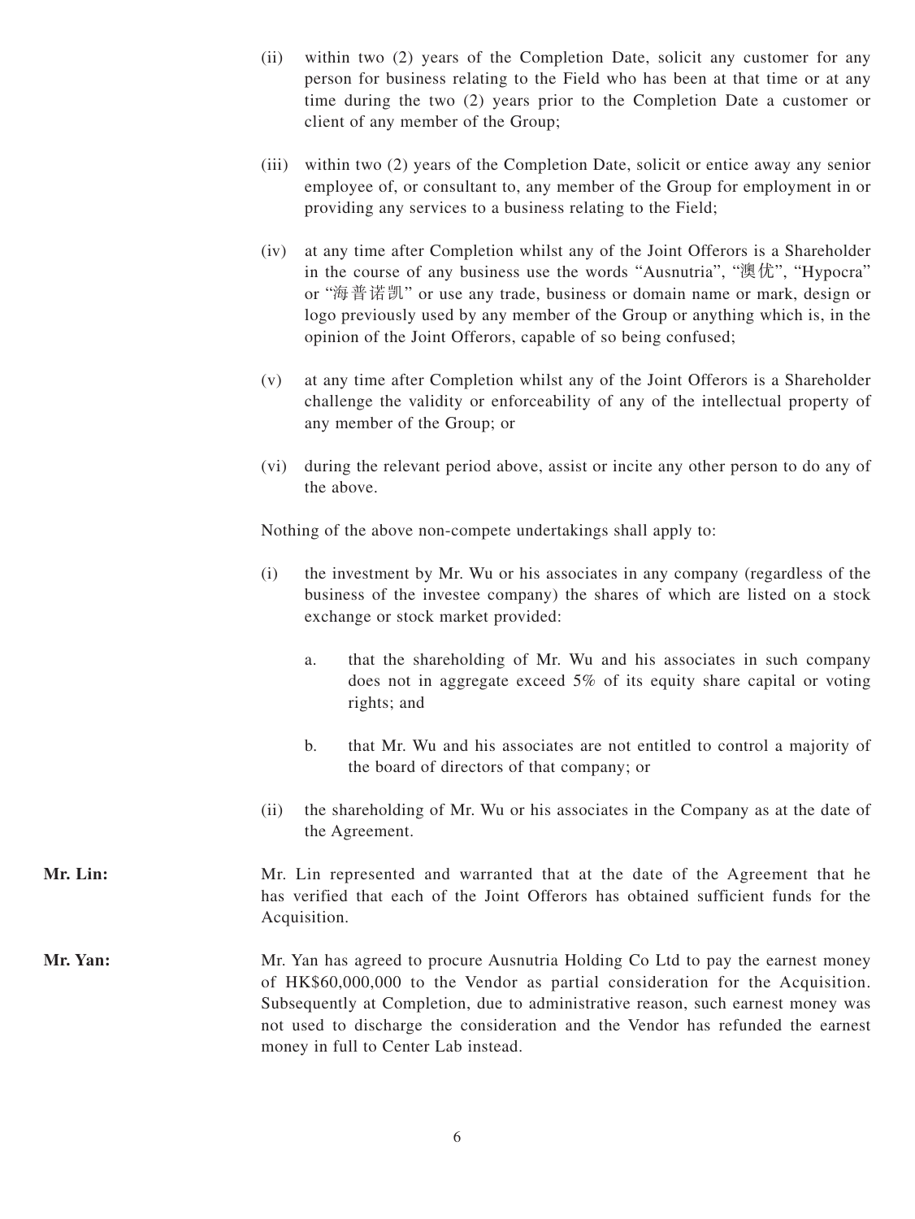(ii) within two (2) years of the Completion Date, solicit any customer for any person for business relating to the Field who has been at that time or at any time during the two (2) years prior to the Completion Date a customer or client of any member of the Group;

(iii) within two (2) years of the Completion Date, solicit or entice away any senior employee of, or consultant to, any member of the Group for employment in or providing any services to a business relating to the Field;

(iv) at any time after Completion whilst any of the Joint Offerors is a Shareholder in the course of any business use the words "Ausnutria", "澳优", "Hypocra" or "海普诺凯" or use any trade, business or domain name or mark, design or logo previously used by any member of the Group or anything which is, in the opinion of the Joint Offerors, capable of so being confused;

(v) at any time after Completion whilst any of the Joint Offerors is a Shareholder challenge the validity or enforceability of any of the intellectual property of any member of the Group; or

(vi) during the relevant period above, assist or incite any other person to do any of the above.

Nothing of the above non-compete undertakings shall apply to:

(i) the investment by Mr. Wu or his associates in any company (regardless of the business of the investee company) the shares of which are listed on a stock exchange or stock market provided:

a. that the shareholding of Mr. Wu and his associates in such company does not in aggregate exceed 5% of its equity share capital or voting rights; and

b. that Mr. Wu and his associates are not entitled to control a majority of the board of directors of that company; or

(ii) the shareholding of Mr. Wu or his associates in the Company as at the date of the Agreement.

**Mr. Lin:** Mr. Lin represented and warranted that at the date of the Agreement that he has verified that each of the Joint Offerors has obtained sufficient funds for the Acquisition.

**Mr. Yan:** Mr. Yan has agreed to procure Ausnutria Holding Co Ltd to pay the earnest money of HK$60,000,000 to the Vendor as partial consideration for the Acquisition. Subsequently at Completion, due to administrative reason, such earnest money was not used to discharge the consideration and the Vendor has refunded the earnest money in full to Center Lab instead.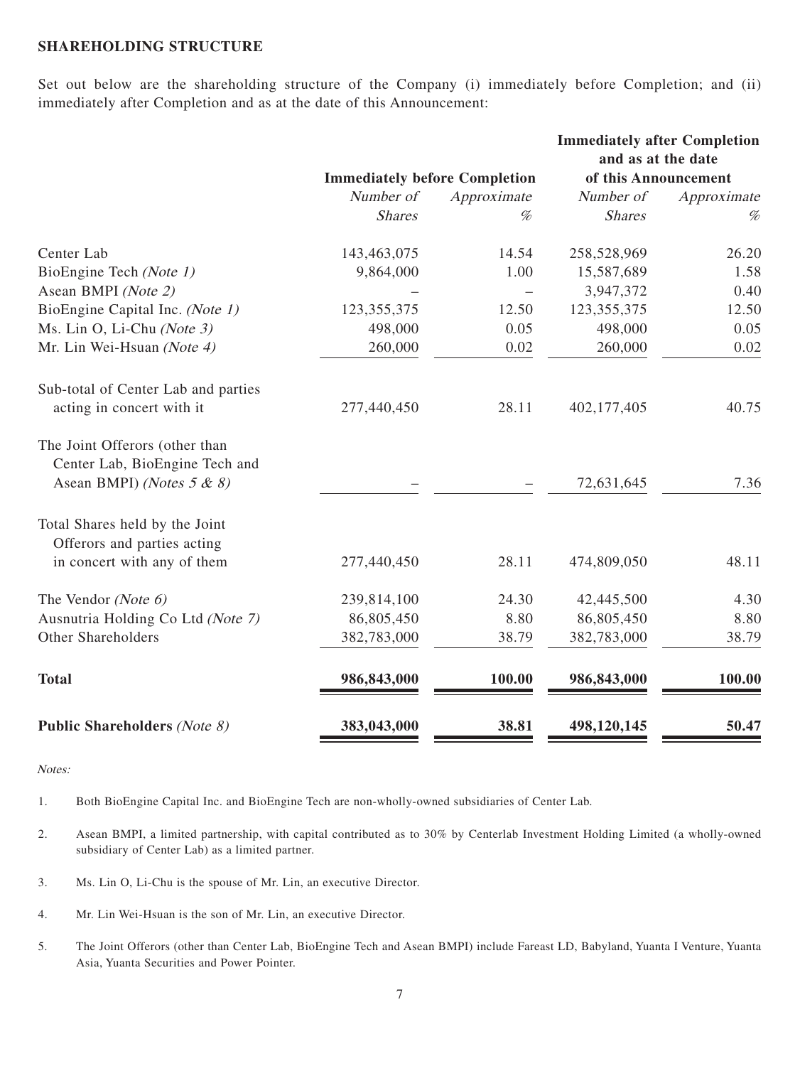**SHAREHOLDING STRUCTURE**

Set out below are the shareholding structure of the Company (i) immediately before Completion; and (ii) immediately after Completion and as at the date of this Announcement:

| | Immediately before Completion | | Immediately after Completion and as at the date of this Announcement | |
|---|---|---|---|---|
| | *Number of Shares* | *Approximate %* | *Number of Shares* | *Approximate %* |
| Center Lab | 143,463,075 | 14.54 | 258,528,969 | 26.20 |
| BioEngine Tech *(Note 1)* | 9,864,000 | 1.00 | 15,587,689 | 1.58 |
| Asean BMPI *(Note 2)* | – | – | 3,947,372 | 0.40 |
| BioEngine Capital Inc. *(Note 1)* | 123,355,375 | 12.50 | 123,355,375 | 12.50 |
| Ms. Lin O, Li-Chu *(Note 3)* | 498,000 | 0.05 | 498,000 | 0.05 |
| Mr. Lin Wei-Hsuan *(Note 4)* | 260,000 | 0.02 | 260,000 | 0.02 |
| Sub-total of Center Lab and parties acting in concert with it | 277,440,450 | 28.11 | 402,177,405 | 40.75 |
| The Joint Offerors (other than Center Lab, BioEngine Tech and Asean BMPI) *(Notes 5 & 8)* | – | – | 72,631,645 | 7.36 |
| Total Shares held by the Joint Offerors and parties acting in concert with any of them | 277,440,450 | 28.11 | 474,809,050 | 48.11 |
| The Vendor *(Note 6)* | 239,814,100 | 24.30 | 42,445,500 | 4.30 |
| Ausnutria Holding Co Ltd *(Note 7)* | 86,805,450 | 8.80 | 86,805,450 | 8.80 |
| Other Shareholders | 382,783,000 | 38.79 | 382,783,000 | 38.79 |
| **Total** | **986,843,000** | **100.00** | **986,843,000** | **100.00** |
| **Public Shareholders** *(Note 8)* | **383,043,000** | **38.81** | **498,120,145** | **50.47** |

*Notes:*

1. Both BioEngine Capital Inc. and BioEngine Tech are non-wholly-owned subsidiaries of Center Lab.

2. Asean BMPI, a limited partnership, with capital contributed as to 30% by Centerlab Investment Holding Limited (a wholly-owned subsidiary of Center Lab) as a limited partner.

3. Ms. Lin O, Li-Chu is the spouse of Mr. Lin, an executive Director.

4. Mr. Lin Wei-Hsuan is the son of Mr. Lin, an executive Director.

5. The Joint Offerors (other than Center Lab, BioEngine Tech and Asean BMPI) include Fareast LD, Babyland, Yuanta I Venture, Yuanta Asia, Yuanta Securities and Power Pointer.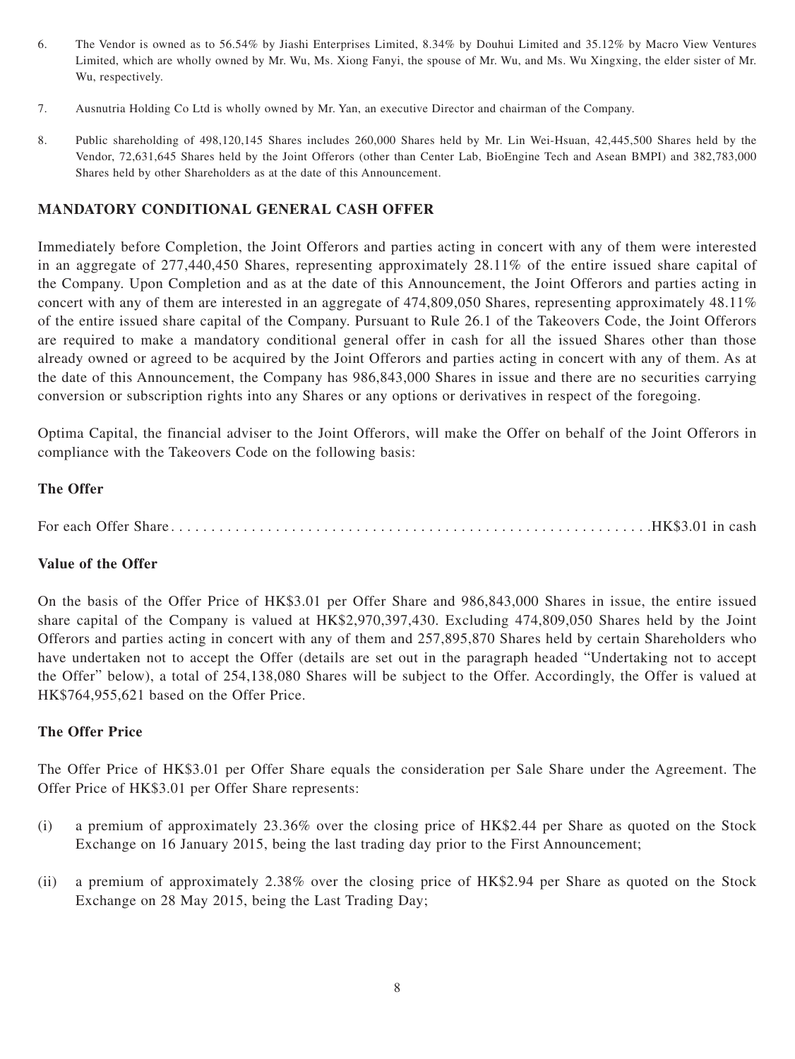6. The Vendor is owned as to 56.54% by Jiashi Enterprises Limited, 8.34% by Douhui Limited and 35.12% by Macro View Ventures Limited, which are wholly owned by Mr. Wu, Ms. Xiong Fanyi, the spouse of Mr. Wu, and Ms. Wu Xingxing, the elder sister of Mr. Wu, respectively.

7. Ausnutria Holding Co Ltd is wholly owned by Mr. Yan, an executive Director and chairman of the Company.

8. Public shareholding of 498,120,145 Shares includes 260,000 Shares held by Mr. Lin Wei-Hsuan, 42,445,500 Shares held by the Vendor, 72,631,645 Shares held by the Joint Offerors (other than Center Lab, BioEngine Tech and Asean BMPI) and 382,783,000 Shares held by other Shareholders as at the date of this Announcement.

## MANDATORY CONDITIONAL GENERAL CASH OFFER

Immediately before Completion, the Joint Offerors and parties acting in concert with any of them were interested in an aggregate of 277,440,450 Shares, representing approximately 28.11% of the entire issued share capital of the Company. Upon Completion and as at the date of this Announcement, the Joint Offerors and parties acting in concert with any of them are interested in an aggregate of 474,809,050 Shares, representing approximately 48.11% of the entire issued share capital of the Company. Pursuant to Rule 26.1 of the Takeovers Code, the Joint Offerors are required to make a mandatory conditional general offer in cash for all the issued Shares other than those already owned or agreed to be acquired by the Joint Offerors and parties acting in concert with any of them. As at the date of this Announcement, the Company has 986,843,000 Shares in issue and there are no securities carrying conversion or subscription rights into any Shares or any options or derivatives in respect of the foregoing.

Optima Capital, the financial adviser to the Joint Offerors, will make the Offer on behalf of the Joint Offerors in compliance with the Takeovers Code on the following basis:

### The Offer

For each Offer Share. . . . . . . . . . . . . . . . . . . . . . . . . . . . . . . . . . . . . . . . . . . . . . . . . . . . . . . . . . .HK$3.01 in cash

### Value of the Offer

On the basis of the Offer Price of HK$3.01 per Offer Share and 986,843,000 Shares in issue, the entire issued share capital of the Company is valued at HK$2,970,397,430. Excluding 474,809,050 Shares held by the Joint Offerors and parties acting in concert with any of them and 257,895,870 Shares held by certain Shareholders who have undertaken not to accept the Offer (details are set out in the paragraph headed "Undertaking not to accept the Offer" below), a total of 254,138,080 Shares will be subject to the Offer. Accordingly, the Offer is valued at HK$764,955,621 based on the Offer Price.

### The Offer Price

The Offer Price of HK$3.01 per Offer Share equals the consideration per Sale Share under the Agreement. The Offer Price of HK$3.01 per Offer Share represents:

(i) a premium of approximately 23.36% over the closing price of HK$2.44 per Share as quoted on the Stock Exchange on 16 January 2015, being the last trading day prior to the First Announcement;

(ii) a premium of approximately 2.38% over the closing price of HK$2.94 per Share as quoted on the Stock Exchange on 28 May 2015, being the Last Trading Day;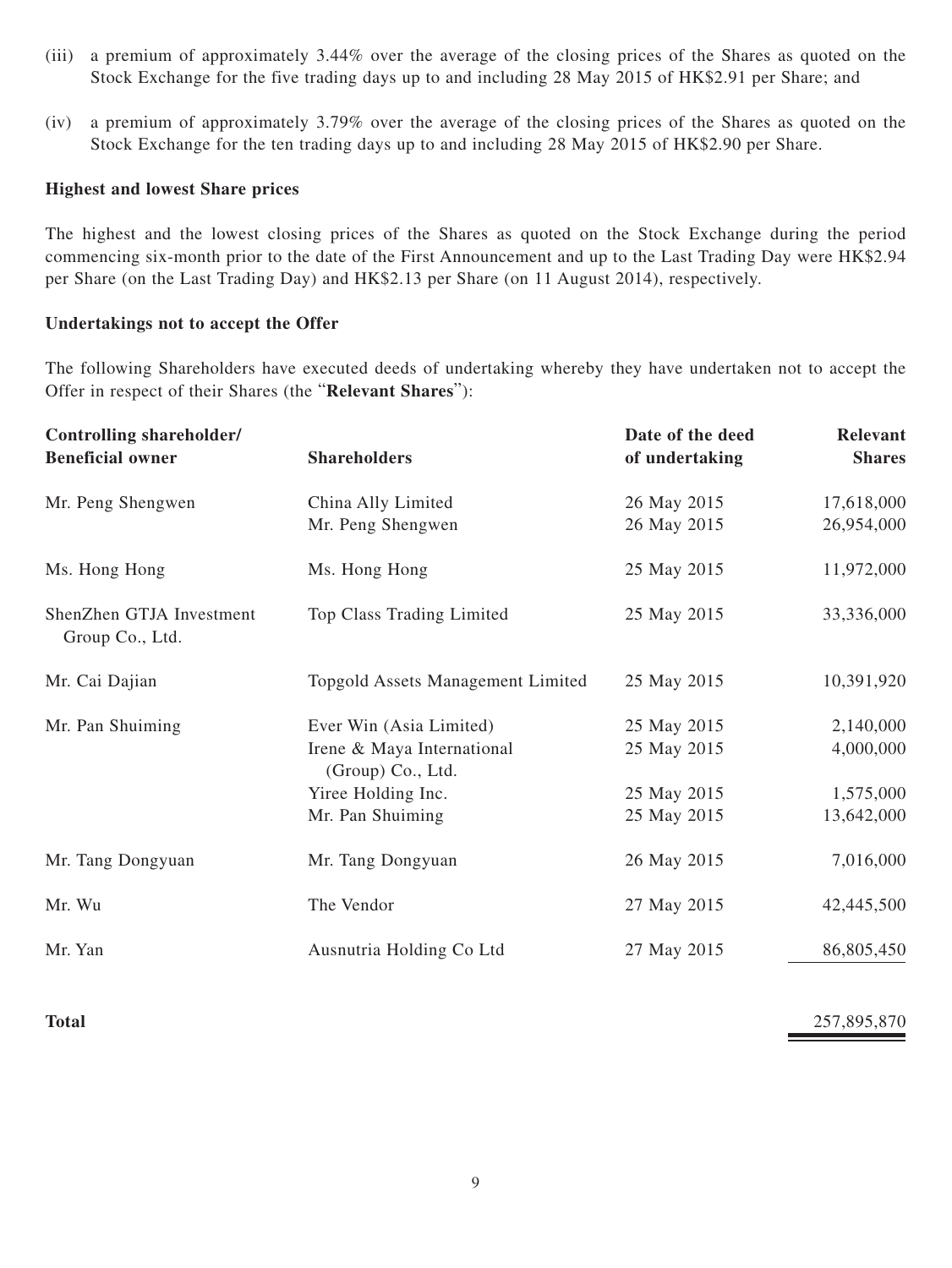(iii) a premium of approximately 3.44% over the average of the closing prices of the Shares as quoted on the Stock Exchange for the five trading days up to and including 28 May 2015 of HK$2.91 per Share; and

(iv) a premium of approximately 3.79% over the average of the closing prices of the Shares as quoted on the Stock Exchange for the ten trading days up to and including 28 May 2015 of HK$2.90 per Share.

**Highest and lowest Share prices**

The highest and the lowest closing prices of the Shares as quoted on the Stock Exchange during the period commencing six-month prior to the date of the First Announcement and up to the Last Trading Day were HK$2.94 per Share (on the Last Trading Day) and HK$2.13 per Share (on 11 August 2014), respectively.

**Undertakings not to accept the Offer**

The following Shareholders have executed deeds of undertaking whereby they have undertaken not to accept the Offer in respect of their Shares (the "**Relevant Shares**"):

| Controlling shareholder/ Beneficial owner | Shareholders | Date of the deed of undertaking | Relevant Shares |
|---|---|---|---|
| Mr. Peng Shengwen | China Ally Limited | 26 May 2015 | 17,618,000 |
| | Mr. Peng Shengwen | 26 May 2015 | 26,954,000 |
| Ms. Hong Hong | Ms. Hong Hong | 25 May 2015 | 11,972,000 |
| ShenZhen GTJA Investment Group Co., Ltd. | Top Class Trading Limited | 25 May 2015 | 33,336,000 |
| Mr. Cai Dajian | Topgold Assets Management Limited | 25 May 2015 | 10,391,920 |
| Mr. Pan Shuiming | Ever Win (Asia Limited) | 25 May 2015 | 2,140,000 |
| | Irene & Maya International (Group) Co., Ltd. | 25 May 2015 | 4,000,000 |
| | Yiree Holding Inc. | 25 May 2015 | 1,575,000 |
| | Mr. Pan Shuiming | 25 May 2015 | 13,642,000 |
| Mr. Tang Dongyuan | Mr. Tang Dongyuan | 26 May 2015 | 7,016,000 |
| Mr. Wu | The Vendor | 27 May 2015 | 42,445,500 |
| Mr. Yan | Ausnutria Holding Co Ltd | 27 May 2015 | 86,805,450 |
| **Total** | | | 257,895,870 |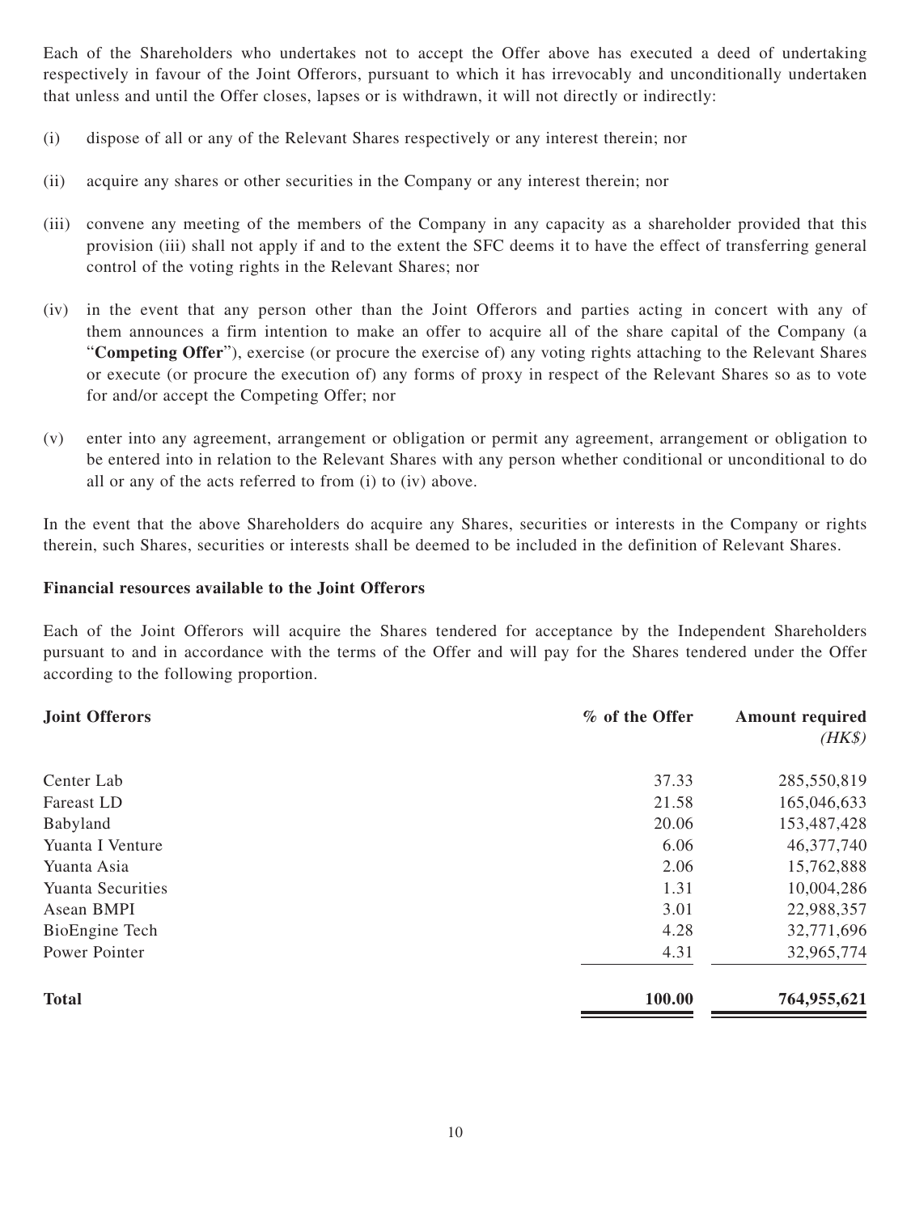Each of the Shareholders who undertakes not to accept the Offer above has executed a deed of undertaking respectively in favour of the Joint Offerors, pursuant to which it has irrevocably and unconditionally undertaken that unless and until the Offer closes, lapses or is withdrawn, it will not directly or indirectly:

(i) dispose of all or any of the Relevant Shares respectively or any interest therein; nor

(ii) acquire any shares or other securities in the Company or any interest therein; nor

(iii) convene any meeting of the members of the Company in any capacity as a shareholder provided that this provision (iii) shall not apply if and to the extent the SFC deems it to have the effect of transferring general control of the voting rights in the Relevant Shares; nor

(iv) in the event that any person other than the Joint Offerors and parties acting in concert with any of them announces a firm intention to make an offer to acquire all of the share capital of the Company (a "**Competing Offer**"), exercise (or procure the exercise of) any voting rights attaching to the Relevant Shares or execute (or procure the execution of) any forms of proxy in respect of the Relevant Shares so as to vote for and/or accept the Competing Offer; nor

(v) enter into any agreement, arrangement or obligation or permit any agreement, arrangement or obligation to be entered into in relation to the Relevant Shares with any person whether conditional or unconditional to do all or any of the acts referred to from (i) to (iv) above.

In the event that the above Shareholders do acquire any Shares, securities or interests in the Company or rights therein, such Shares, securities or interests shall be deemed to be included in the definition of Relevant Shares.

**Financial resources available to the Joint Offerors**

Each of the Joint Offerors will acquire the Shares tendered for acceptance by the Independent Shareholders pursuant to and in accordance with the terms of the Offer and will pay for the Shares tendered under the Offer according to the following proportion.

| **Joint Offerors** | **% of the Offer** | **Amount required** *(HK$)* |
|---|---|---|
| Center Lab | 37.33 | 285,550,819 |
| Fareast LD | 21.58 | 165,046,633 |
| Babyland | 20.06 | 153,487,428 |
| Yuanta I Venture | 6.06 | 46,377,740 |
| Yuanta Asia | 2.06 | 15,762,888 |
| Yuanta Securities | 1.31 | 10,004,286 |
| Asean BMPI | 3.01 | 22,988,357 |
| BioEngine Tech | 4.28 | 32,771,696 |
| Power Pointer | 4.31 | 32,965,774 |
| **Total** | **100.00** | **764,955,621** |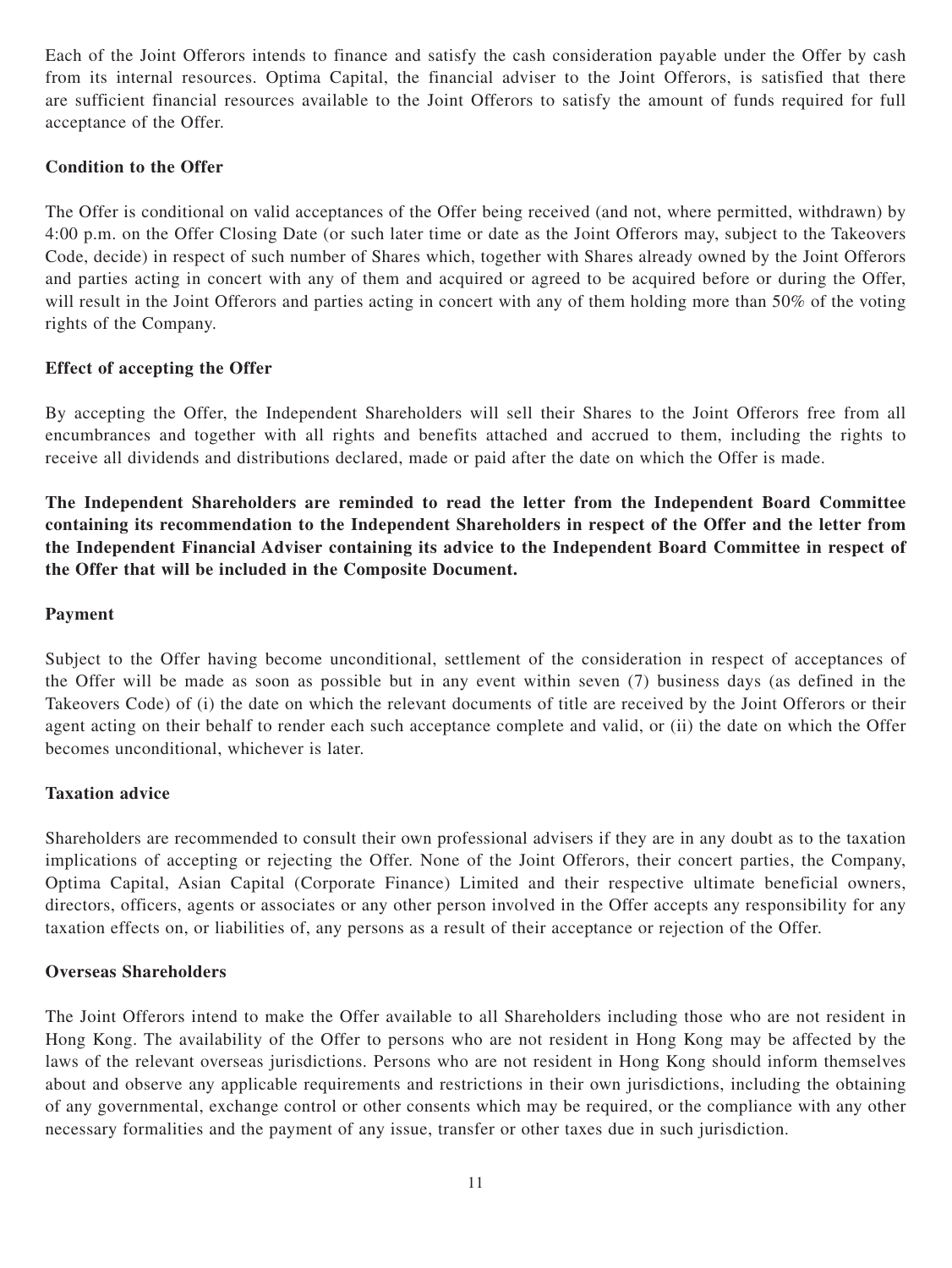Each of the Joint Offerors intends to finance and satisfy the cash consideration payable under the Offer by cash from its internal resources. Optima Capital, the financial adviser to the Joint Offerors, is satisfied that there are sufficient financial resources available to the Joint Offerors to satisfy the amount of funds required for full acceptance of the Offer.

**Condition to the Offer**

The Offer is conditional on valid acceptances of the Offer being received (and not, where permitted, withdrawn) by 4:00 p.m. on the Offer Closing Date (or such later time or date as the Joint Offerors may, subject to the Takeovers Code, decide) in respect of such number of Shares which, together with Shares already owned by the Joint Offerors and parties acting in concert with any of them and acquired or agreed to be acquired before or during the Offer, will result in the Joint Offerors and parties acting in concert with any of them holding more than 50% of the voting rights of the Company.

**Effect of accepting the Offer**

By accepting the Offer, the Independent Shareholders will sell their Shares to the Joint Offerors free from all encumbrances and together with all rights and benefits attached and accrued to them, including the rights to receive all dividends and distributions declared, made or paid after the date on which the Offer is made.

**The Independent Shareholders are reminded to read the letter from the Independent Board Committee containing its recommendation to the Independent Shareholders in respect of the Offer and the letter from the Independent Financial Adviser containing its advice to the Independent Board Committee in respect of the Offer that will be included in the Composite Document.**

**Payment**

Subject to the Offer having become unconditional, settlement of the consideration in respect of acceptances of the Offer will be made as soon as possible but in any event within seven (7) business days (as defined in the Takeovers Code) of (i) the date on which the relevant documents of title are received by the Joint Offerors or their agent acting on their behalf to render each such acceptance complete and valid, or (ii) the date on which the Offer becomes unconditional, whichever is later.

**Taxation advice**

Shareholders are recommended to consult their own professional advisers if they are in any doubt as to the taxation implications of accepting or rejecting the Offer. None of the Joint Offerors, their concert parties, the Company, Optima Capital, Asian Capital (Corporate Finance) Limited and their respective ultimate beneficial owners, directors, officers, agents or associates or any other person involved in the Offer accepts any responsibility for any taxation effects on, or liabilities of, any persons as a result of their acceptance or rejection of the Offer.

**Overseas Shareholders**

The Joint Offerors intend to make the Offer available to all Shareholders including those who are not resident in Hong Kong. The availability of the Offer to persons who are not resident in Hong Kong may be affected by the laws of the relevant overseas jurisdictions. Persons who are not resident in Hong Kong should inform themselves about and observe any applicable requirements and restrictions in their own jurisdictions, including the obtaining of any governmental, exchange control or other consents which may be required, or the compliance with any other necessary formalities and the payment of any issue, transfer or other taxes due in such jurisdiction.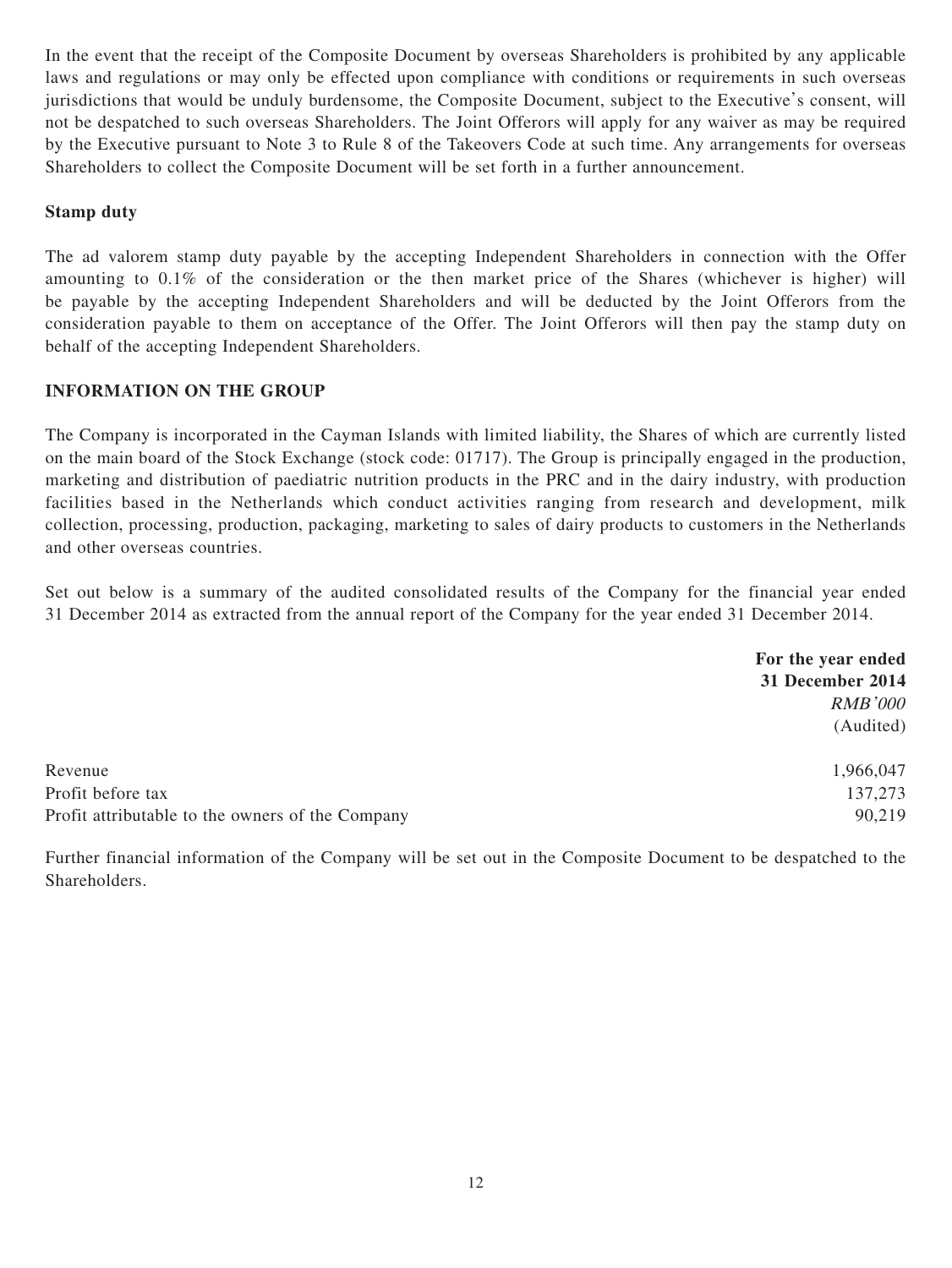In the event that the receipt of the Composite Document by overseas Shareholders is prohibited by any applicable laws and regulations or may only be effected upon compliance with conditions or requirements in such overseas jurisdictions that would be unduly burdensome, the Composite Document, subject to the Executive's consent, will not be despatched to such overseas Shareholders. The Joint Offerors will apply for any waiver as may be required by the Executive pursuant to Note 3 to Rule 8 of the Takeovers Code at such time. Any arrangements for overseas Shareholders to collect the Composite Document will be set forth in a further announcement.

**Stamp duty**

The ad valorem stamp duty payable by the accepting Independent Shareholders in connection with the Offer amounting to 0.1% of the consideration or the then market price of the Shares (whichever is higher) will be payable by the accepting Independent Shareholders and will be deducted by the Joint Offerors from the consideration payable to them on acceptance of the Offer. The Joint Offerors will then pay the stamp duty on behalf of the accepting Independent Shareholders.

## INFORMATION ON THE GROUP

The Company is incorporated in the Cayman Islands with limited liability, the Shares of which are currently listed on the main board of the Stock Exchange (stock code: 01717). The Group is principally engaged in the production, marketing and distribution of paediatric nutrition products in the PRC and in the dairy industry, with production facilities based in the Netherlands which conduct activities ranging from research and development, milk collection, processing, production, packaging, marketing to sales of dairy products to customers in the Netherlands and other overseas countries.

Set out below is a summary of the audited consolidated results of the Company for the financial year ended 31 December 2014 as extracted from the annual report of the Company for the year ended 31 December 2014.

| | **For the year ended 31 December 2014** *RMB'000* (Audited) |
|---|---|
| Revenue | 1,966,047 |
| Profit before tax | 137,273 |
| Profit attributable to the owners of the Company | 90,219 |

Further financial information of the Company will be set out in the Composite Document to be despatched to the Shareholders.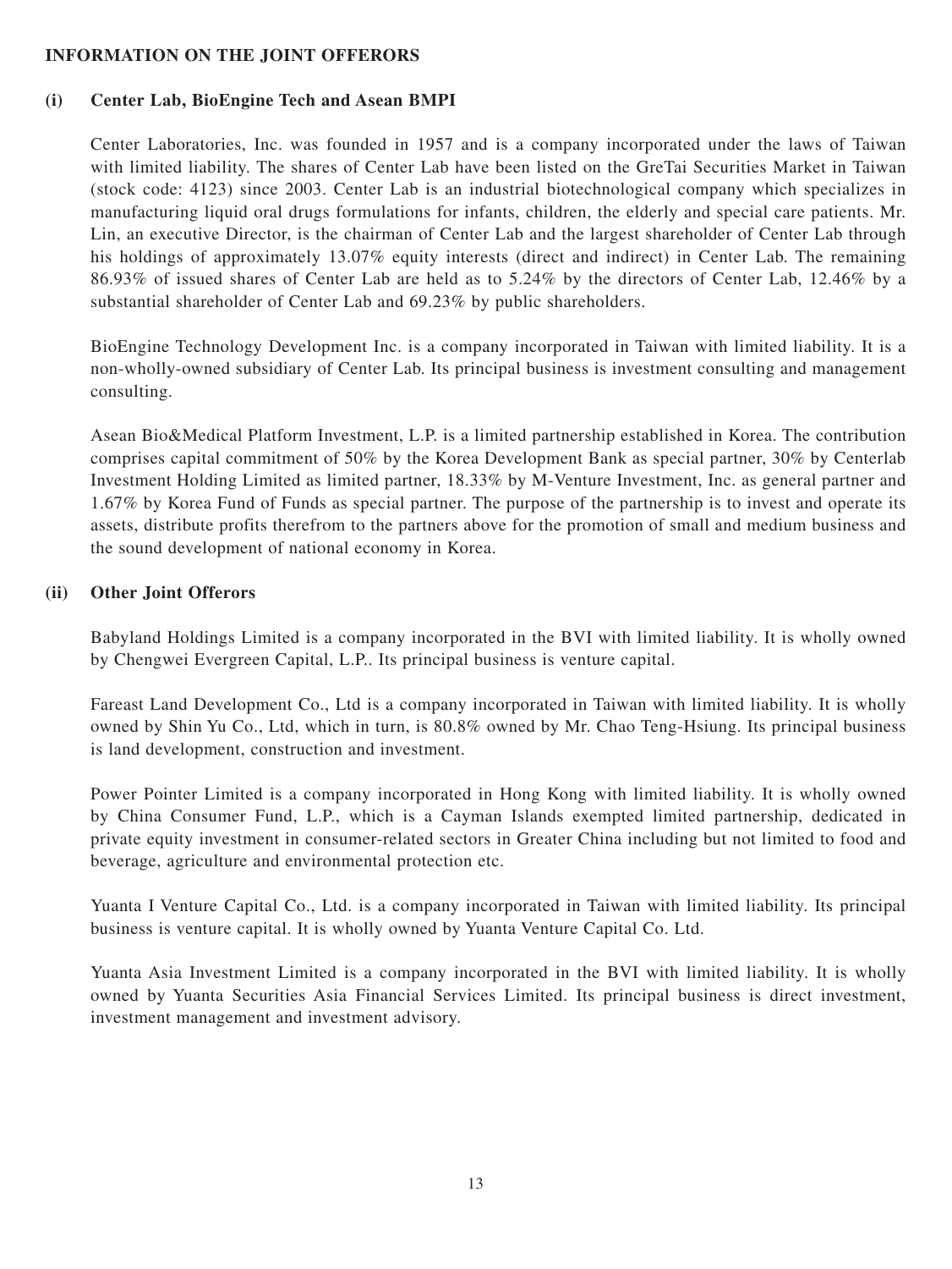## INFORMATION ON THE JOINT OFFERORS

### (i) Center Lab, BioEngine Tech and Asean BMPI

Center Laboratories, Inc. was founded in 1957 and is a company incorporated under the laws of Taiwan with limited liability. The shares of Center Lab have been listed on the GreTai Securities Market in Taiwan (stock code: 4123) since 2003. Center Lab is an industrial biotechnological company which specializes in manufacturing liquid oral drugs formulations for infants, children, the elderly and special care patients. Mr. Lin, an executive Director, is the chairman of Center Lab and the largest shareholder of Center Lab through his holdings of approximately 13.07% equity interests (direct and indirect) in Center Lab. The remaining 86.93% of issued shares of Center Lab are held as to 5.24% by the directors of Center Lab, 12.46% by a substantial shareholder of Center Lab and 69.23% by public shareholders.

BioEngine Technology Development Inc. is a company incorporated in Taiwan with limited liability. It is a non-wholly-owned subsidiary of Center Lab. Its principal business is investment consulting and management consulting.

Asean Bio&Medical Platform Investment, L.P. is a limited partnership established in Korea. The contribution comprises capital commitment of 50% by the Korea Development Bank as special partner, 30% by Centerlab Investment Holding Limited as limited partner, 18.33% by M-Venture Investment, Inc. as general partner and 1.67% by Korea Fund of Funds as special partner. The purpose of the partnership is to invest and operate its assets, distribute profits therefrom to the partners above for the promotion of small and medium business and the sound development of national economy in Korea.

### (ii) Other Joint Offerors

Babyland Holdings Limited is a company incorporated in the BVI with limited liability. It is wholly owned by Chengwei Evergreen Capital, L.P.. Its principal business is venture capital.

Fareast Land Development Co., Ltd is a company incorporated in Taiwan with limited liability. It is wholly owned by Shin Yu Co., Ltd, which in turn, is 80.8% owned by Mr. Chao Teng-Hsiung. Its principal business is land development, construction and investment.

Power Pointer Limited is a company incorporated in Hong Kong with limited liability. It is wholly owned by China Consumer Fund, L.P., which is a Cayman Islands exempted limited partnership, dedicated in private equity investment in consumer-related sectors in Greater China including but not limited to food and beverage, agriculture and environmental protection etc.

Yuanta I Venture Capital Co., Ltd. is a company incorporated in Taiwan with limited liability. Its principal business is venture capital. It is wholly owned by Yuanta Venture Capital Co. Ltd.

Yuanta Asia Investment Limited is a company incorporated in the BVI with limited liability. It is wholly owned by Yuanta Securities Asia Financial Services Limited. Its principal business is direct investment, investment management and investment advisory.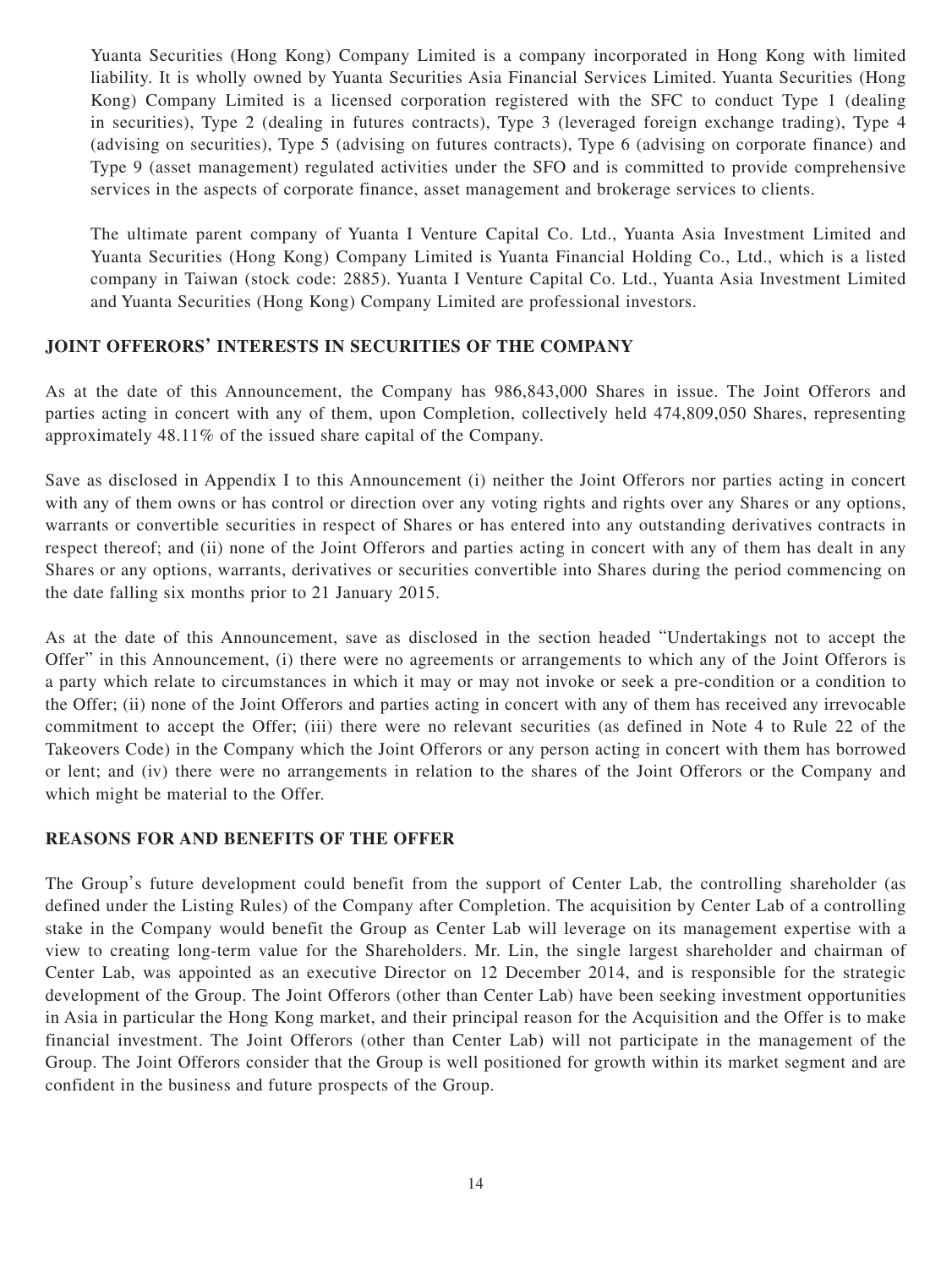Yuanta Securities (Hong Kong) Company Limited is a company incorporated in Hong Kong with limited liability. It is wholly owned by Yuanta Securities Asia Financial Services Limited. Yuanta Securities (Hong Kong) Company Limited is a licensed corporation registered with the SFC to conduct Type 1 (dealing in securities), Type 2 (dealing in futures contracts), Type 3 (leveraged foreign exchange trading), Type 4 (advising on securities), Type 5 (advising on futures contracts), Type 6 (advising on corporate finance) and Type 9 (asset management) regulated activities under the SFO and is committed to provide comprehensive services in the aspects of corporate finance, asset management and brokerage services to clients.

The ultimate parent company of Yuanta I Venture Capital Co. Ltd., Yuanta Asia Investment Limited and Yuanta Securities (Hong Kong) Company Limited is Yuanta Financial Holding Co., Ltd., which is a listed company in Taiwan (stock code: 2885). Yuanta I Venture Capital Co. Ltd., Yuanta Asia Investment Limited and Yuanta Securities (Hong Kong) Company Limited are professional investors.

## JOINT OFFERORS' INTERESTS IN SECURITIES OF THE COMPANY

As at the date of this Announcement, the Company has 986,843,000 Shares in issue. The Joint Offerors and parties acting in concert with any of them, upon Completion, collectively held 474,809,050 Shares, representing approximately 48.11% of the issued share capital of the Company.

Save as disclosed in Appendix I to this Announcement (i) neither the Joint Offerors nor parties acting in concert with any of them owns or has control or direction over any voting rights and rights over any Shares or any options, warrants or convertible securities in respect of Shares or has entered into any outstanding derivatives contracts in respect thereof; and (ii) none of the Joint Offerors and parties acting in concert with any of them has dealt in any Shares or any options, warrants, derivatives or securities convertible into Shares during the period commencing on the date falling six months prior to 21 January 2015.

As at the date of this Announcement, save as disclosed in the section headed "Undertakings not to accept the Offer" in this Announcement, (i) there were no agreements or arrangements to which any of the Joint Offerors is a party which relate to circumstances in which it may or may not invoke or seek a pre-condition or a condition to the Offer; (ii) none of the Joint Offerors and parties acting in concert with any of them has received any irrevocable commitment to accept the Offer; (iii) there were no relevant securities (as defined in Note 4 to Rule 22 of the Takeovers Code) in the Company which the Joint Offerors or any person acting in concert with them has borrowed or lent; and (iv) there were no arrangements in relation to the shares of the Joint Offerors or the Company and which might be material to the Offer.

## REASONS FOR AND BENEFITS OF THE OFFER

The Group's future development could benefit from the support of Center Lab, the controlling shareholder (as defined under the Listing Rules) of the Company after Completion. The acquisition by Center Lab of a controlling stake in the Company would benefit the Group as Center Lab will leverage on its management expertise with a view to creating long-term value for the Shareholders. Mr. Lin, the single largest shareholder and chairman of Center Lab, was appointed as an executive Director on 12 December 2014, and is responsible for the strategic development of the Group. The Joint Offerors (other than Center Lab) have been seeking investment opportunities in Asia in particular the Hong Kong market, and their principal reason for the Acquisition and the Offer is to make financial investment. The Joint Offerors (other than Center Lab) will not participate in the management of the Group. The Joint Offerors consider that the Group is well positioned for growth within its market segment and are confident in the business and future prospects of the Group.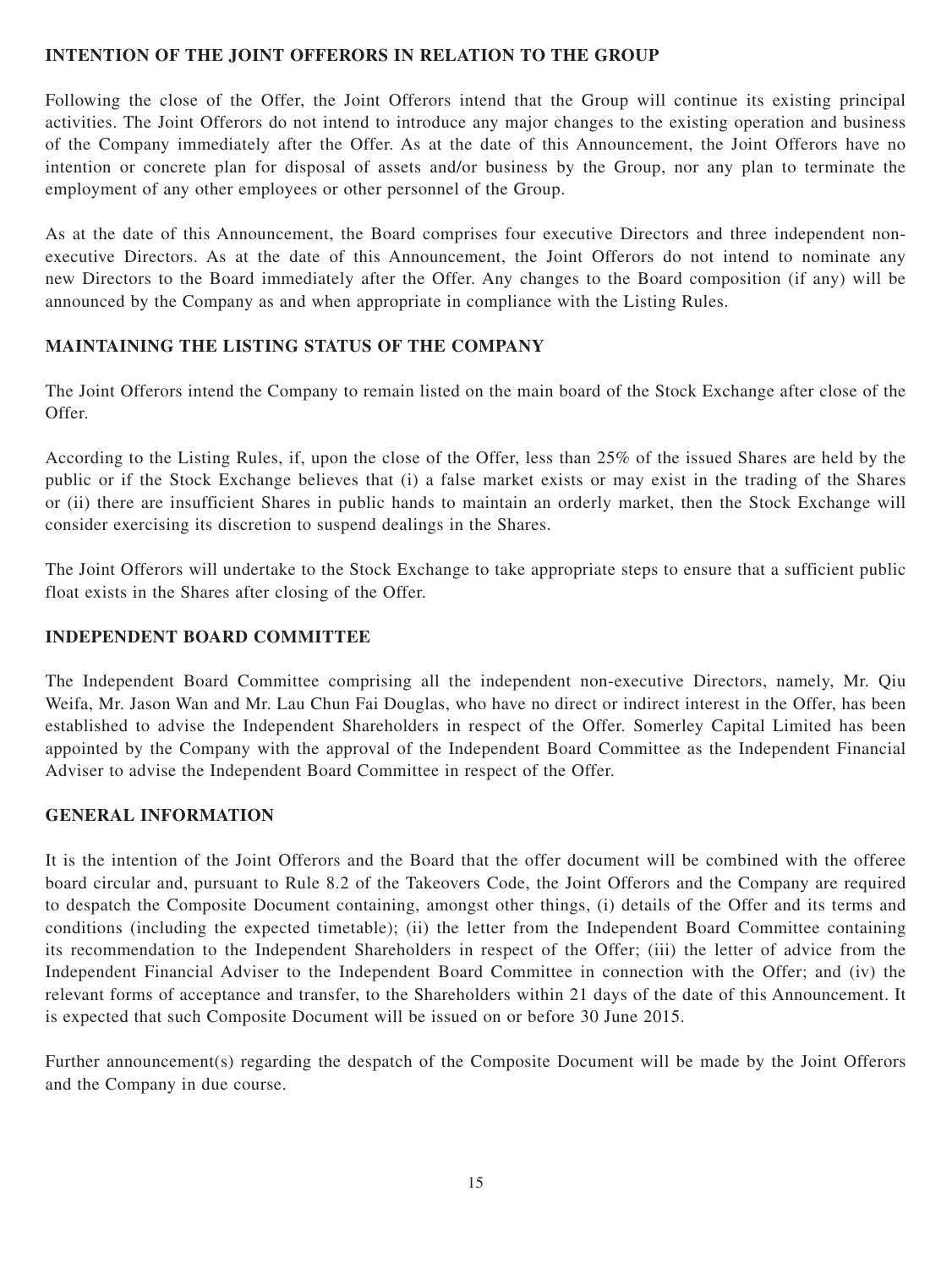## INTENTION OF THE JOINT OFFERORS IN RELATION TO THE GROUP

Following the close of the Offer, the Joint Offerors intend that the Group will continue its existing principal activities. The Joint Offerors do not intend to introduce any major changes to the existing operation and business of the Company immediately after the Offer. As at the date of this Announcement, the Joint Offerors have no intention or concrete plan for disposal of assets and/or business by the Group, nor any plan to terminate the employment of any other employees or other personnel of the Group.

As at the date of this Announcement, the Board comprises four executive Directors and three independent non-executive Directors. As at the date of this Announcement, the Joint Offerors do not intend to nominate any new Directors to the Board immediately after the Offer. Any changes to the Board composition (if any) will be announced by the Company as and when appropriate in compliance with the Listing Rules.

## MAINTAINING THE LISTING STATUS OF THE COMPANY

The Joint Offerors intend the Company to remain listed on the main board of the Stock Exchange after close of the Offer.

According to the Listing Rules, if, upon the close of the Offer, less than 25% of the issued Shares are held by the public or if the Stock Exchange believes that (i) a false market exists or may exist in the trading of the Shares or (ii) there are insufficient Shares in public hands to maintain an orderly market, then the Stock Exchange will consider exercising its discretion to suspend dealings in the Shares.

The Joint Offerors will undertake to the Stock Exchange to take appropriate steps to ensure that a sufficient public float exists in the Shares after closing of the Offer.

## INDEPENDENT BOARD COMMITTEE

The Independent Board Committee comprising all the independent non-executive Directors, namely, Mr. Qiu Weifa, Mr. Jason Wan and Mr. Lau Chun Fai Douglas, who have no direct or indirect interest in the Offer, has been established to advise the Independent Shareholders in respect of the Offer. Somerley Capital Limited has been appointed by the Company with the approval of the Independent Board Committee as the Independent Financial Adviser to advise the Independent Board Committee in respect of the Offer.

## GENERAL INFORMATION

It is the intention of the Joint Offerors and the Board that the offer document will be combined with the offeree board circular and, pursuant to Rule 8.2 of the Takeovers Code, the Joint Offerors and the Company are required to despatch the Composite Document containing, amongst other things, (i) details of the Offer and its terms and conditions (including the expected timetable); (ii) the letter from the Independent Board Committee containing its recommendation to the Independent Shareholders in respect of the Offer; (iii) the letter of advice from the Independent Financial Adviser to the Independent Board Committee in connection with the Offer; and (iv) the relevant forms of acceptance and transfer, to the Shareholders within 21 days of the date of this Announcement. It is expected that such Composite Document will be issued on or before 30 June 2015.

Further announcement(s) regarding the despatch of the Composite Document will be made by the Joint Offerors and the Company in due course.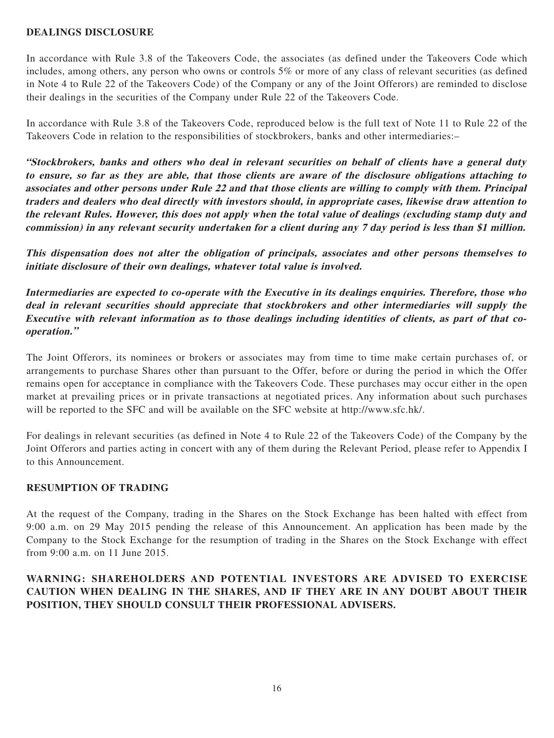## DEALINGS DISCLOSURE

In accordance with Rule 3.8 of the Takeovers Code, the associates (as defined under the Takeovers Code which includes, among others, any person who owns or controls 5% or more of any class of relevant securities (as defined in Note 4 to Rule 22 of the Takeovers Code) of the Company or any of the Joint Offerors) are reminded to disclose their dealings in the securities of the Company under Rule 22 of the Takeovers Code.

In accordance with Rule 3.8 of the Takeovers Code, reproduced below is the full text of Note 11 to Rule 22 of the Takeovers Code in relation to the responsibilities of stockbrokers, banks and other intermediaries:–

***"Stockbrokers, banks and others who deal in relevant securities on behalf of clients have a general duty to ensure, so far as they are able, that those clients are aware of the disclosure obligations attaching to associates and other persons under Rule 22 and that those clients are willing to comply with them. Principal traders and dealers who deal directly with investors should, in appropriate cases, likewise draw attention to the relevant Rules. However, this does not apply when the total value of dealings (excluding stamp duty and commission) in any relevant security undertaken for a client during any 7 day period is less than $1 million.***

***This dispensation does not alter the obligation of principals, associates and other persons themselves to initiate disclosure of their own dealings, whatever total value is involved.***

***Intermediaries are expected to co-operate with the Executive in its dealings enquiries. Therefore, those who deal in relevant securities should appreciate that stockbrokers and other intermediaries will supply the Executive with relevant information as to those dealings including identities of clients, as part of that co-operation."***

The Joint Offerors, its nominees or brokers or associates may from time to time make certain purchases of, or arrangements to purchase Shares other than pursuant to the Offer, before or during the period in which the Offer remains open for acceptance in compliance with the Takeovers Code. These purchases may occur either in the open market at prevailing prices or in private transactions at negotiated prices. Any information about such purchases will be reported to the SFC and will be available on the SFC website at http://www.sfc.hk/.

For dealings in relevant securities (as defined in Note 4 to Rule 22 of the Takeovers Code) of the Company by the Joint Offerors and parties acting in concert with any of them during the Relevant Period, please refer to Appendix I to this Announcement.

## RESUMPTION OF TRADING

At the request of the Company, trading in the Shares on the Stock Exchange has been halted with effect from 9:00 a.m. on 29 May 2015 pending the release of this Announcement. An application has been made by the Company to the Stock Exchange for the resumption of trading in the Shares on the Stock Exchange with effect from 9:00 a.m. on 11 June 2015.

**WARNING: SHAREHOLDERS AND POTENTIAL INVESTORS ARE ADVISED TO EXERCISE CAUTION WHEN DEALING IN THE SHARES, AND IF THEY ARE IN ANY DOUBT ABOUT THEIR POSITION, THEY SHOULD CONSULT THEIR PROFESSIONAL ADVISERS.**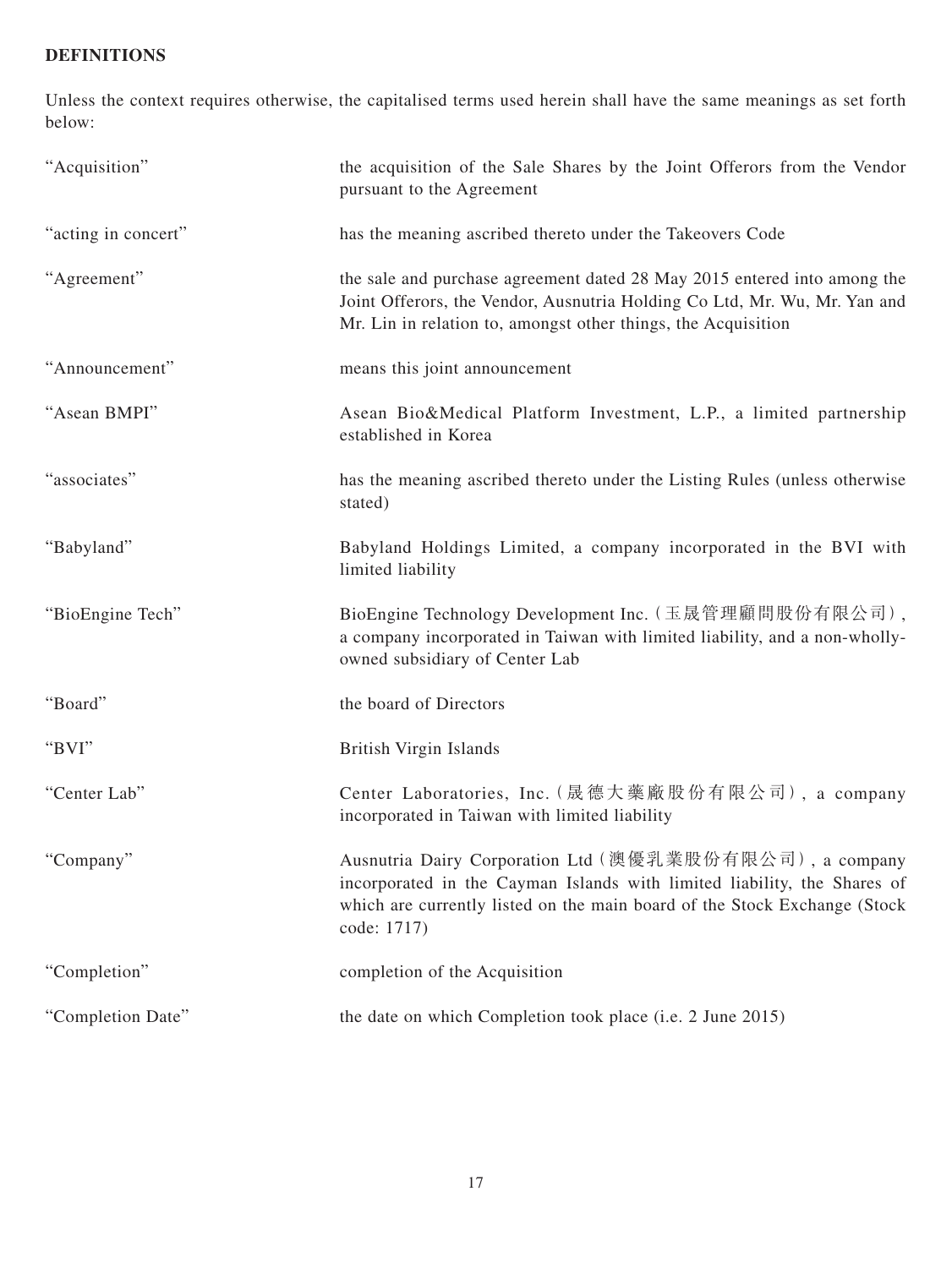**DEFINITIONS**

Unless the context requires otherwise, the capitalised terms used herein shall have the same meanings as set forth below:

| | |
|---|---|
| "Acquisition" | the acquisition of the Sale Shares by the Joint Offerors from the Vendor pursuant to the Agreement |
| "acting in concert" | has the meaning ascribed thereto under the Takeovers Code |
| "Agreement" | the sale and purchase agreement dated 28 May 2015 entered into among the Joint Offerors, the Vendor, Ausnutria Holding Co Ltd, Mr. Wu, Mr. Yan and Mr. Lin in relation to, amongst other things, the Acquisition |
| "Announcement" | means this joint announcement |
| "Asean BMPI" | Asean Bio&Medical Platform Investment, L.P., a limited partnership established in Korea |
| "associates" | has the meaning ascribed thereto under the Listing Rules (unless otherwise stated) |
| "Babyland" | Babyland Holdings Limited, a company incorporated in the BVI with limited liability |
| "BioEngine Tech" | BioEngine Technology Development Inc.（玉晟管理顧問股份有限公司）, a company incorporated in Taiwan with limited liability, and a non-wholly-owned subsidiary of Center Lab |
| "Board" | the board of Directors |
| "BVI" | British Virgin Islands |
| "Center Lab" | Center Laboratories, Inc.（晟德大藥廠股份有限公司）, a company incorporated in Taiwan with limited liability |
| "Company" | Ausnutria Dairy Corporation Ltd（澳優乳業股份有限公司）, a company incorporated in the Cayman Islands with limited liability, the Shares of which are currently listed on the main board of the Stock Exchange (Stock code: 1717) |
| "Completion" | completion of the Acquisition |
| "Completion Date" | the date on which Completion took place (i.e. 2 June 2015) |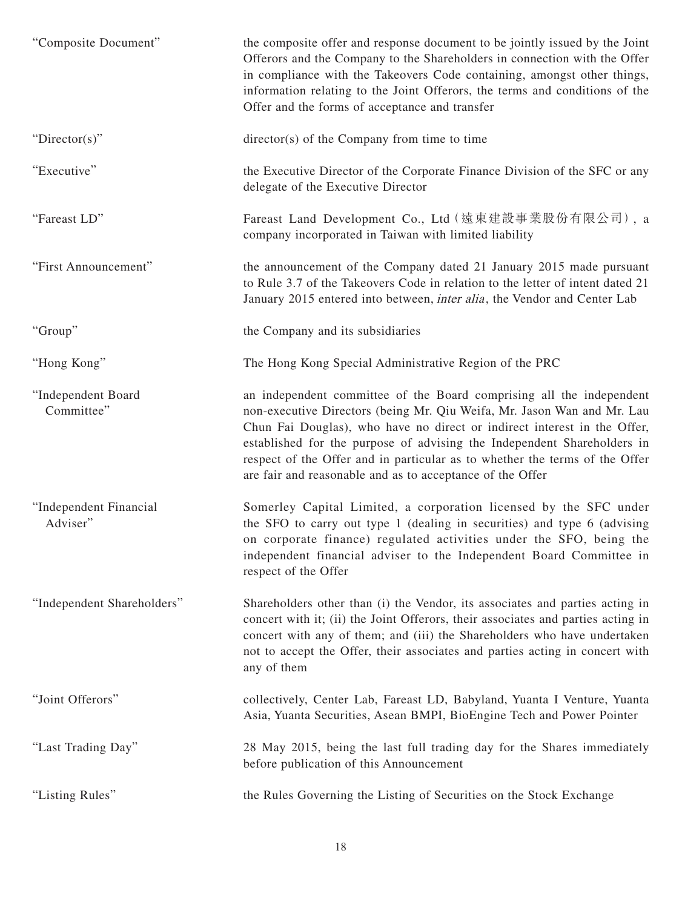| | |
|---|---|
| "Composite Document" | the composite offer and response document to be jointly issued by the Joint Offerors and the Company to the Shareholders in connection with the Offer in compliance with the Takeovers Code containing, amongst other things, information relating to the Joint Offerors, the terms and conditions of the Offer and the forms of acceptance and transfer |
| "Director(s)" | director(s) of the Company from time to time |
| "Executive" | the Executive Director of the Corporate Finance Division of the SFC or any delegate of the Executive Director |
| "Fareast LD" | Fareast Land Development Co., Ltd (遠東建設事業股份有限公司), a company incorporated in Taiwan with limited liability |
| "First Announcement" | the announcement of the Company dated 21 January 2015 made pursuant to Rule 3.7 of the Takeovers Code in relation to the letter of intent dated 21 January 2015 entered into between, *inter alia*, the Vendor and Center Lab |
| "Group" | the Company and its subsidiaries |
| "Hong Kong" | The Hong Kong Special Administrative Region of the PRC |
| "Independent Board Committee" | an independent committee of the Board comprising all the independent non-executive Directors (being Mr. Qiu Weifa, Mr. Jason Wan and Mr. Lau Chun Fai Douglas), who have no direct or indirect interest in the Offer, established for the purpose of advising the Independent Shareholders in respect of the Offer and in particular as to whether the terms of the Offer are fair and reasonable and as to acceptance of the Offer |
| "Independent Financial Adviser" | Somerley Capital Limited, a corporation licensed by the SFC under the SFO to carry out type 1 (dealing in securities) and type 6 (advising on corporate finance) regulated activities under the SFO, being the independent financial adviser to the Independent Board Committee in respect of the Offer |
| "Independent Shareholders" | Shareholders other than (i) the Vendor, its associates and parties acting in concert with it; (ii) the Joint Offerors, their associates and parties acting in concert with any of them; and (iii) the Shareholders who have undertaken not to accept the Offer, their associates and parties acting in concert with any of them |
| "Joint Offerors" | collectively, Center Lab, Fareast LD, Babyland, Yuanta I Venture, Yuanta Asia, Yuanta Securities, Asean BMPI, BioEngine Tech and Power Pointer |
| "Last Trading Day" | 28 May 2015, being the last full trading day for the Shares immediately before publication of this Announcement |
| "Listing Rules" | the Rules Governing the Listing of Securities on the Stock Exchange |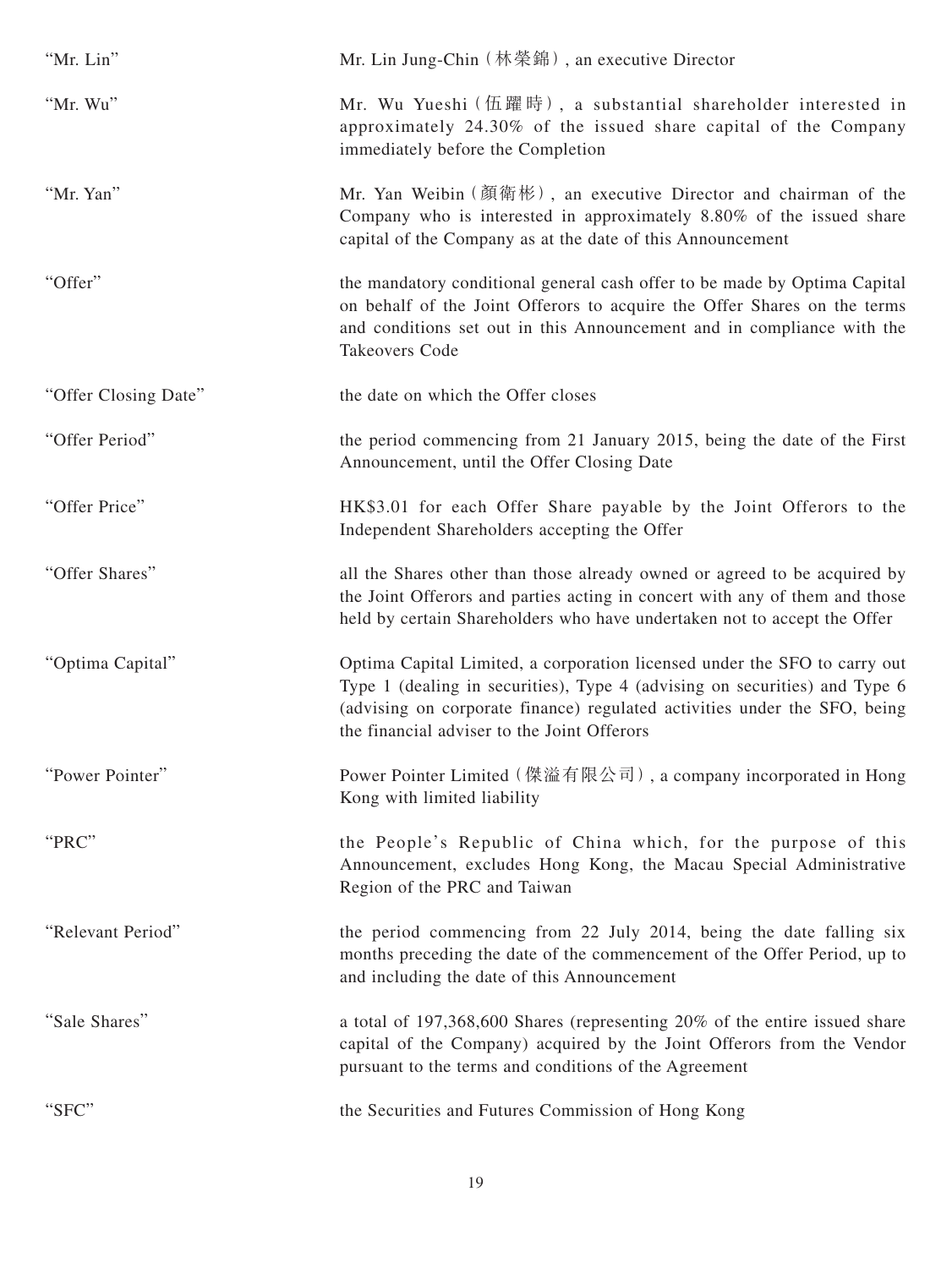| | |
|---|---|
| "Mr. Lin" | Mr. Lin Jung-Chin (林榮錦), an executive Director |
| "Mr. Wu" | Mr. Wu Yueshi (伍躍時), a substantial shareholder interested in approximately 24.30% of the issued share capital of the Company immediately before the Completion |
| "Mr. Yan" | Mr. Yan Weibin (顏衛彬), an executive Director and chairman of the Company who is interested in approximately 8.80% of the issued share capital of the Company as at the date of this Announcement |
| "Offer" | the mandatory conditional general cash offer to be made by Optima Capital on behalf of the Joint Offerors to acquire the Offer Shares on the terms and conditions set out in this Announcement and in compliance with the Takeovers Code |
| "Offer Closing Date" | the date on which the Offer closes |
| "Offer Period" | the period commencing from 21 January 2015, being the date of the First Announcement, until the Offer Closing Date |
| "Offer Price" | HK$3.01 for each Offer Share payable by the Joint Offerors to the Independent Shareholders accepting the Offer |
| "Offer Shares" | all the Shares other than those already owned or agreed to be acquired by the Joint Offerors and parties acting in concert with any of them and those held by certain Shareholders who have undertaken not to accept the Offer |
| "Optima Capital" | Optima Capital Limited, a corporation licensed under the SFO to carry out Type 1 (dealing in securities), Type 4 (advising on securities) and Type 6 (advising on corporate finance) regulated activities under the SFO, being the financial adviser to the Joint Offerors |
| "Power Pointer" | Power Pointer Limited (傑溢有限公司), a company incorporated in Hong Kong with limited liability |
| "PRC" | the People's Republic of China which, for the purpose of this Announcement, excludes Hong Kong, the Macau Special Administrative Region of the PRC and Taiwan |
| "Relevant Period" | the period commencing from 22 July 2014, being the date falling six months preceding the date of the commencement of the Offer Period, up to and including the date of this Announcement |
| "Sale Shares" | a total of 197,368,600 Shares (representing 20% of the entire issued share capital of the Company) acquired by the Joint Offerors from the Vendor pursuant to the terms and conditions of the Agreement |
| "SFC" | the Securities and Futures Commission of Hong Kong |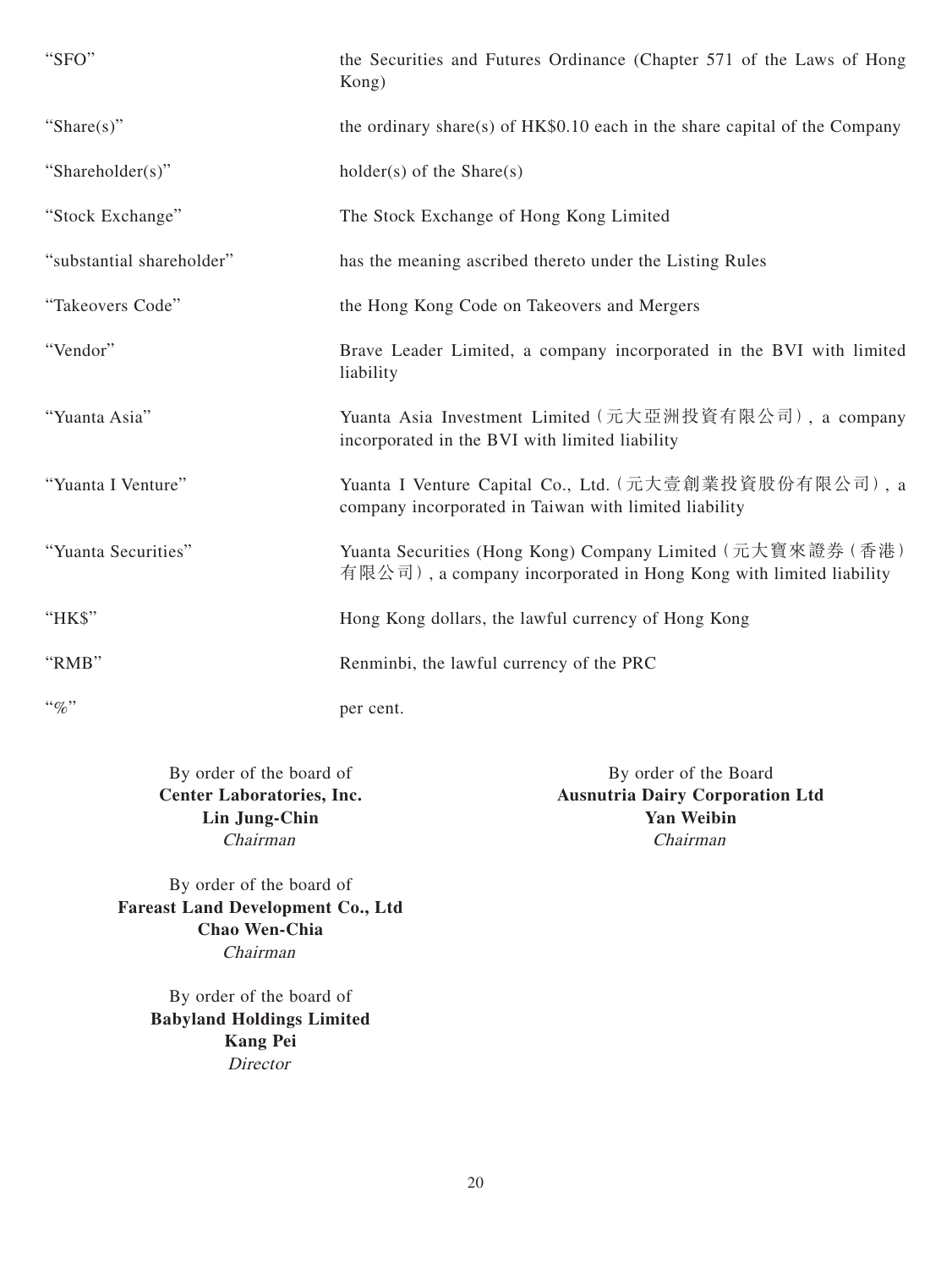| | |
|---|---|
| "SFO" | the Securities and Futures Ordinance (Chapter 571 of the Laws of Hong Kong) |
| "Share(s)" | the ordinary share(s) of HK$0.10 each in the share capital of the Company |
| "Shareholder(s)" | holder(s) of the Share(s) |
| "Stock Exchange" | The Stock Exchange of Hong Kong Limited |
| "substantial shareholder" | has the meaning ascribed thereto under the Listing Rules |
| "Takeovers Code" | the Hong Kong Code on Takeovers and Mergers |
| "Vendor" | Brave Leader Limited, a company incorporated in the BVI with limited liability |
| "Yuanta Asia" | Yuanta Asia Investment Limited（元大亞洲投資有限公司）, a company incorporated in the BVI with limited liability |
| "Yuanta I Venture" | Yuanta I Venture Capital Co., Ltd.（元大壹創業投資股份有限公司）, a company incorporated in Taiwan with limited liability |
| "Yuanta Securities" | Yuanta Securities (Hong Kong) Company Limited（元大寶來證券（香港）有限公司）, a company incorporated in Hong Kong with limited liability |
| "HK$" | Hong Kong dollars, the lawful currency of Hong Kong |
| "RMB" | Renminbi, the lawful currency of the PRC |
| "%" | per cent. |

By order of the board of
**Center Laboratories, Inc.**
**Lin Jung-Chin**
*Chairman*

By order of the Board
**Ausnutria Dairy Corporation Ltd**
**Yan Weibin**
*Chairman*

By order of the board of
**Fareast Land Development Co., Ltd**
**Chao Wen-Chia**
*Chairman*

By order of the board of
**Babyland Holdings Limited**
**Kang Pei**
*Director*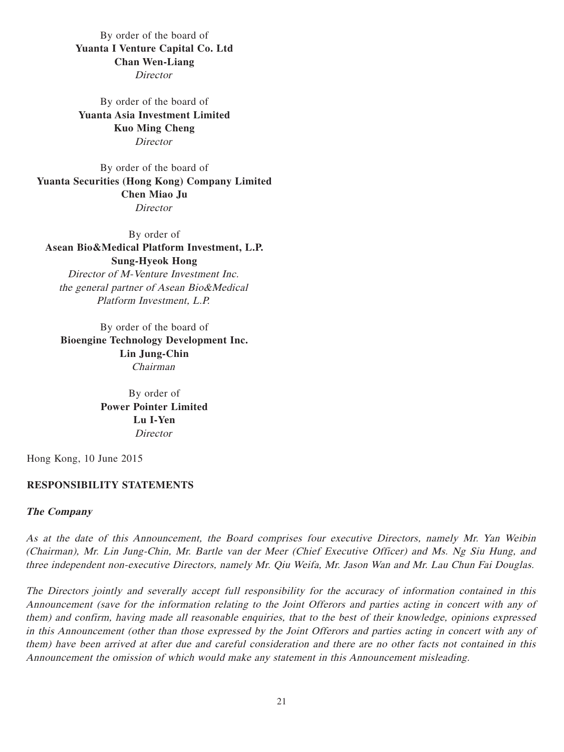By order of the board of
**Yuanta I Venture Capital Co. Ltd**
**Chan Wen-Liang**
*Director*

By order of the board of
**Yuanta Asia Investment Limited**
**Kuo Ming Cheng**
*Director*

By order of the board of
**Yuanta Securities (Hong Kong) Company Limited**
**Chen Miao Ju**
*Director*

By order of
**Asean Bio&Medical Platform Investment, L.P.**
**Sung-Hyeok Hong**
*Director of M-Venture Investment Inc.*
*the general partner of Asean Bio&Medical*
*Platform Investment, L.P.*

By order of the board of
**Bioengine Technology Development Inc.**
**Lin Jung-Chin**
*Chairman*

By order of
**Power Pointer Limited**
**Lu I-Yen**
*Director*

Hong Kong, 10 June 2015

## RESPONSIBILITY STATEMENTS

### *The Company*

*As at the date of this Announcement, the Board comprises four executive Directors, namely Mr. Yan Weibin (Chairman), Mr. Lin Jung-Chin, Mr. Bartle van der Meer (Chief Executive Officer) and Ms. Ng Siu Hung, and three independent non-executive Directors, namely Mr. Qiu Weifa, Mr. Jason Wan and Mr. Lau Chun Fai Douglas.*

*The Directors jointly and severally accept full responsibility for the accuracy of information contained in this Announcement (save for the information relating to the Joint Offerors and parties acting in concert with any of them) and confirm, having made all reasonable enquiries, that to the best of their knowledge, opinions expressed in this Announcement (other than those expressed by the Joint Offerors and parties acting in concert with any of them) have been arrived at after due and careful consideration and there are no other facts not contained in this Announcement the omission of which would make any statement in this Announcement misleading.*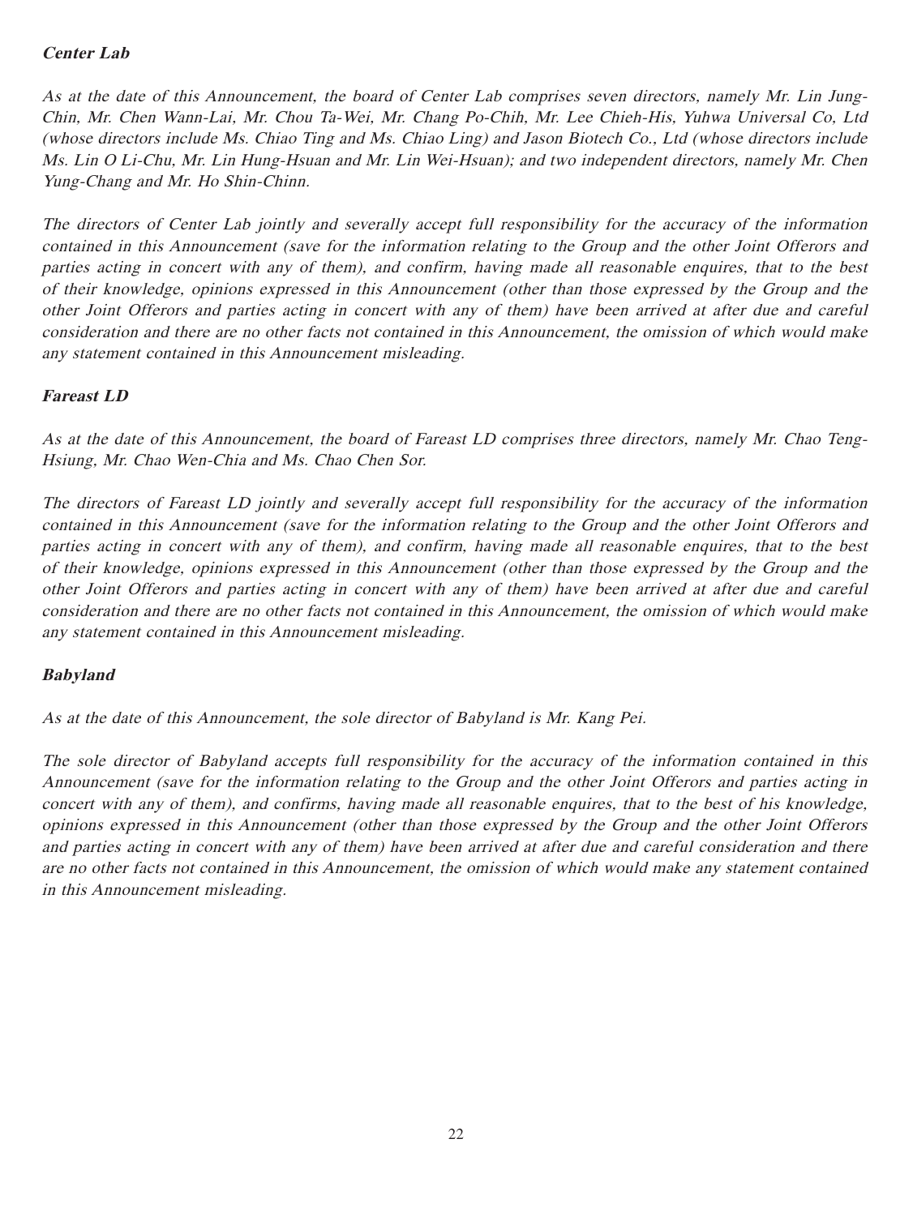***Center Lab***

*As at the date of this Announcement, the board of Center Lab comprises seven directors, namely Mr. Lin Jung-Chin, Mr. Chen Wann-Lai, Mr. Chou Ta-Wei, Mr. Chang Po-Chih, Mr. Lee Chieh-His, Yuhwa Universal Co, Ltd (whose directors include Ms. Chiao Ting and Ms. Chiao Ling) and Jason Biotech Co., Ltd (whose directors include Ms. Lin O Li-Chu, Mr. Lin Hung-Hsuan and Mr. Lin Wei-Hsuan); and two independent directors, namely Mr. Chen Yung-Chang and Mr. Ho Shin-Chinn.*

*The directors of Center Lab jointly and severally accept full responsibility for the accuracy of the information contained in this Announcement (save for the information relating to the Group and the other Joint Offerors and parties acting in concert with any of them), and confirm, having made all reasonable enquires, that to the best of their knowledge, opinions expressed in this Announcement (other than those expressed by the Group and the other Joint Offerors and parties acting in concert with any of them) have been arrived at after due and careful consideration and there are no other facts not contained in this Announcement, the omission of which would make any statement contained in this Announcement misleading.*

***Fareast LD***

*As at the date of this Announcement, the board of Fareast LD comprises three directors, namely Mr. Chao Teng-Hsiung, Mr. Chao Wen-Chia and Ms. Chao Chen Sor.*

*The directors of Fareast LD jointly and severally accept full responsibility for the accuracy of the information contained in this Announcement (save for the information relating to the Group and the other Joint Offerors and parties acting in concert with any of them), and confirm, having made all reasonable enquires, that to the best of their knowledge, opinions expressed in this Announcement (other than those expressed by the Group and the other Joint Offerors and parties acting in concert with any of them) have been arrived at after due and careful consideration and there are no other facts not contained in this Announcement, the omission of which would make any statement contained in this Announcement misleading.*

***Babyland***

*As at the date of this Announcement, the sole director of Babyland is Mr. Kang Pei.*

*The sole director of Babyland accepts full responsibility for the accuracy of the information contained in this Announcement (save for the information relating to the Group and the other Joint Offerors and parties acting in concert with any of them), and confirms, having made all reasonable enquires, that to the best of his knowledge, opinions expressed in this Announcement (other than those expressed by the Group and the other Joint Offerors and parties acting in concert with any of them) have been arrived at after due and careful consideration and there are no other facts not contained in this Announcement, the omission of which would make any statement contained in this Announcement misleading.*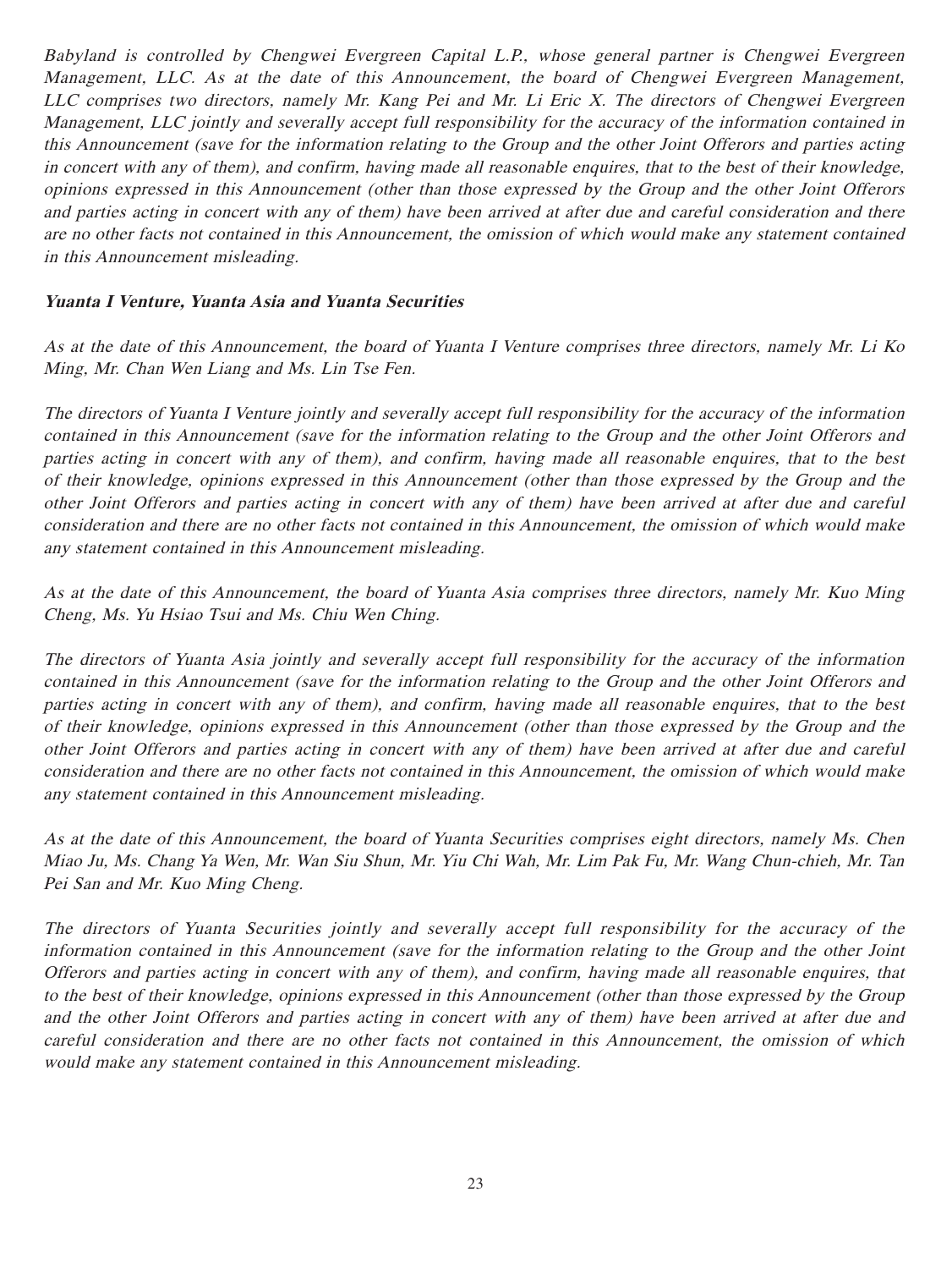*Babyland is controlled by Chengwei Evergreen Capital L.P., whose general partner is Chengwei Evergreen Management, LLC. As at the date of this Announcement, the board of Chengwei Evergreen Management, LLC comprises two directors, namely Mr. Kang Pei and Mr. Li Eric X. The directors of Chengwei Evergreen Management, LLC jointly and severally accept full responsibility for the accuracy of the information contained in this Announcement (save for the information relating to the Group and the other Joint Offerors and parties acting in concert with any of them), and confirm, having made all reasonable enquires, that to the best of their knowledge, opinions expressed in this Announcement (other than those expressed by the Group and the other Joint Offerors and parties acting in concert with any of them) have been arrived at after due and careful consideration and there are no other facts not contained in this Announcement, the omission of which would make any statement contained in this Announcement misleading.*

***Yuanta I Venture, Yuanta Asia and Yuanta Securities***

*As at the date of this Announcement, the board of Yuanta I Venture comprises three directors, namely Mr. Li Ko Ming, Mr. Chan Wen Liang and Ms. Lin Tse Fen.*

*The directors of Yuanta I Venture jointly and severally accept full responsibility for the accuracy of the information contained in this Announcement (save for the information relating to the Group and the other Joint Offerors and parties acting in concert with any of them), and confirm, having made all reasonable enquires, that to the best of their knowledge, opinions expressed in this Announcement (other than those expressed by the Group and the other Joint Offerors and parties acting in concert with any of them) have been arrived at after due and careful consideration and there are no other facts not contained in this Announcement, the omission of which would make any statement contained in this Announcement misleading.*

*As at the date of this Announcement, the board of Yuanta Asia comprises three directors, namely Mr. Kuo Ming Cheng, Ms. Yu Hsiao Tsui and Ms. Chiu Wen Ching.*

*The directors of Yuanta Asia jointly and severally accept full responsibility for the accuracy of the information contained in this Announcement (save for the information relating to the Group and the other Joint Offerors and parties acting in concert with any of them), and confirm, having made all reasonable enquires, that to the best of their knowledge, opinions expressed in this Announcement (other than those expressed by the Group and the other Joint Offerors and parties acting in concert with any of them) have been arrived at after due and careful consideration and there are no other facts not contained in this Announcement, the omission of which would make any statement contained in this Announcement misleading.*

*As at the date of this Announcement, the board of Yuanta Securities comprises eight directors, namely Ms. Chen Miao Ju, Ms. Chang Ya Wen, Mr. Wan Siu Shun, Mr. Yiu Chi Wah, Mr. Lim Pak Fu, Mr. Wang Chun-chieh, Mr. Tan Pei San and Mr. Kuo Ming Cheng.*

*The directors of Yuanta Securities jointly and severally accept full responsibility for the accuracy of the information contained in this Announcement (save for the information relating to the Group and the other Joint Offerors and parties acting in concert with any of them), and confirm, having made all reasonable enquires, that to the best of their knowledge, opinions expressed in this Announcement (other than those expressed by the Group and the other Joint Offerors and parties acting in concert with any of them) have been arrived at after due and careful consideration and there are no other facts not contained in this Announcement, the omission of which would make any statement contained in this Announcement misleading.*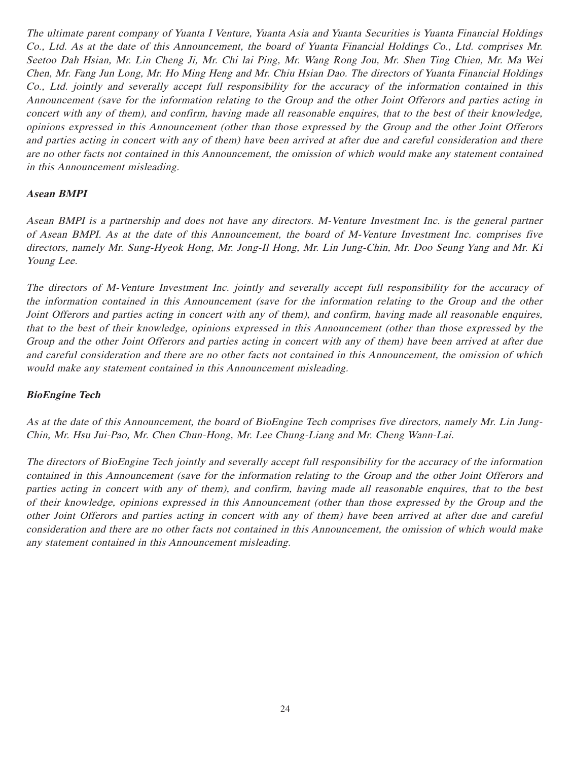*The ultimate parent company of Yuanta I Venture, Yuanta Asia and Yuanta Securities is Yuanta Financial Holdings Co., Ltd. As at the date of this Announcement, the board of Yuanta Financial Holdings Co., Ltd. comprises Mr. Seetoo Dah Hsian, Mr. Lin Cheng Ji, Mr. Chi lai Ping, Mr. Wang Rong Jou, Mr. Shen Ting Chien, Mr. Ma Wei Chen, Mr. Fang Jun Long, Mr. Ho Ming Heng and Mr. Chiu Hsian Dao. The directors of Yuanta Financial Holdings Co., Ltd. jointly and severally accept full responsibility for the accuracy of the information contained in this Announcement (save for the information relating to the Group and the other Joint Offerors and parties acting in concert with any of them), and confirm, having made all reasonable enquires, that to the best of their knowledge, opinions expressed in this Announcement (other than those expressed by the Group and the other Joint Offerors and parties acting in concert with any of them) have been arrived at after due and careful consideration and there are no other facts not contained in this Announcement, the omission of which would make any statement contained in this Announcement misleading.*

***Asean BMPI***

*Asean BMPI is a partnership and does not have any directors. M-Venture Investment Inc. is the general partner of Asean BMPI. As at the date of this Announcement, the board of M-Venture Investment Inc. comprises five directors, namely Mr. Sung-Hyeok Hong, Mr. Jong-Il Hong, Mr. Lin Jung-Chin, Mr. Doo Seung Yang and Mr. Ki Young Lee.*

*The directors of M-Venture Investment Inc. jointly and severally accept full responsibility for the accuracy of the information contained in this Announcement (save for the information relating to the Group and the other Joint Offerors and parties acting in concert with any of them), and confirm, having made all reasonable enquires, that to the best of their knowledge, opinions expressed in this Announcement (other than those expressed by the Group and the other Joint Offerors and parties acting in concert with any of them) have been arrived at after due and careful consideration and there are no other facts not contained in this Announcement, the omission of which would make any statement contained in this Announcement misleading.*

***BioEngine Tech***

*As at the date of this Announcement, the board of BioEngine Tech comprises five directors, namely Mr. Lin Jung-Chin, Mr. Hsu Jui-Pao, Mr. Chen Chun-Hong, Mr. Lee Chung-Liang and Mr. Cheng Wann-Lai.*

*The directors of BioEngine Tech jointly and severally accept full responsibility for the accuracy of the information contained in this Announcement (save for the information relating to the Group and the other Joint Offerors and parties acting in concert with any of them), and confirm, having made all reasonable enquires, that to the best of their knowledge, opinions expressed in this Announcement (other than those expressed by the Group and the other Joint Offerors and parties acting in concert with any of them) have been arrived at after due and careful consideration and there are no other facts not contained in this Announcement, the omission of which would make any statement contained in this Announcement misleading.*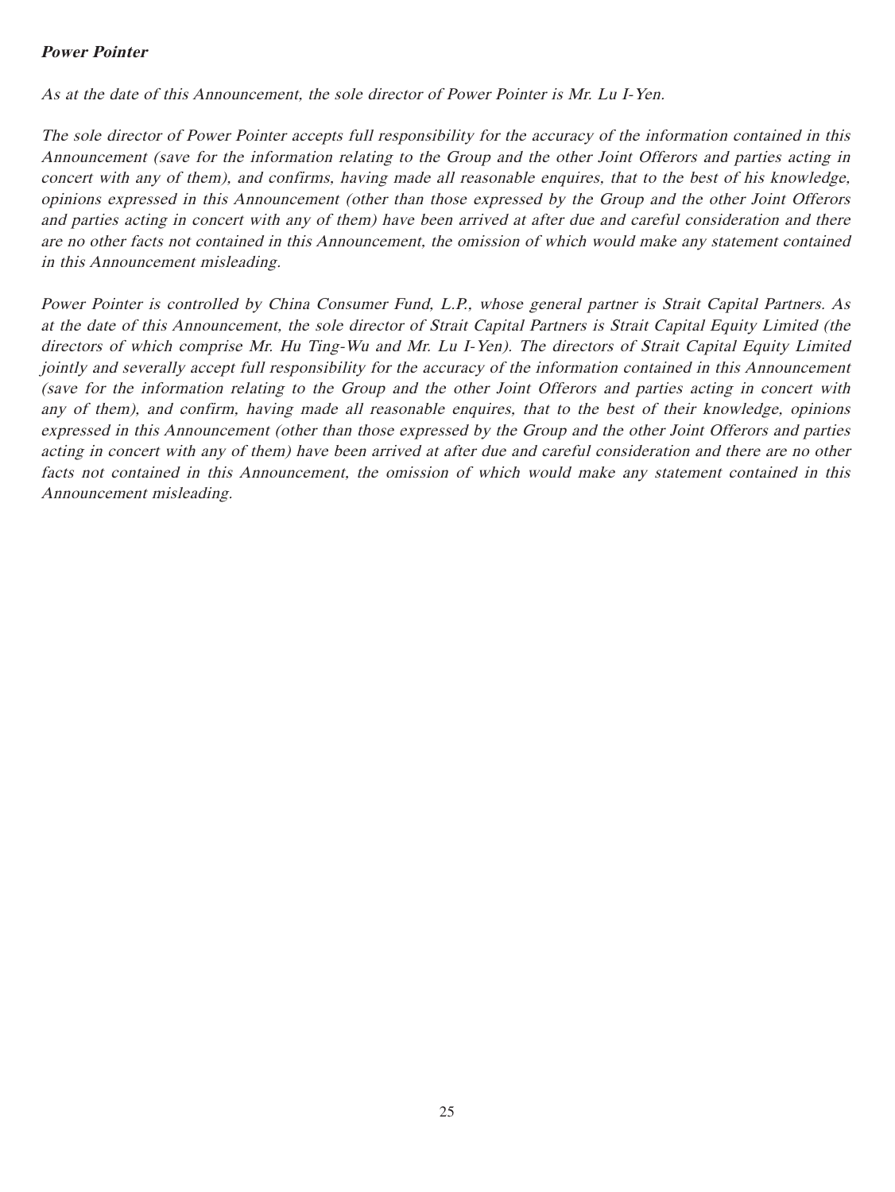***Power Pointer***

*As at the date of this Announcement, the sole director of Power Pointer is Mr. Lu I-Yen.*

*The sole director of Power Pointer accepts full responsibility for the accuracy of the information contained in this Announcement (save for the information relating to the Group and the other Joint Offerors and parties acting in concert with any of them), and confirms, having made all reasonable enquires, that to the best of his knowledge, opinions expressed in this Announcement (other than those expressed by the Group and the other Joint Offerors and parties acting in concert with any of them) have been arrived at after due and careful consideration and there are no other facts not contained in this Announcement, the omission of which would make any statement contained in this Announcement misleading.*

*Power Pointer is controlled by China Consumer Fund, L.P., whose general partner is Strait Capital Partners. As at the date of this Announcement, the sole director of Strait Capital Partners is Strait Capital Equity Limited (the directors of which comprise Mr. Hu Ting-Wu and Mr. Lu I-Yen). The directors of Strait Capital Equity Limited jointly and severally accept full responsibility for the accuracy of the information contained in this Announcement (save for the information relating to the Group and the other Joint Offerors and parties acting in concert with any of them), and confirm, having made all reasonable enquires, that to the best of their knowledge, opinions expressed in this Announcement (other than those expressed by the Group and the other Joint Offerors and parties acting in concert with any of them) have been arrived at after due and careful consideration and there are no other facts not contained in this Announcement, the omission of which would make any statement contained in this Announcement misleading.*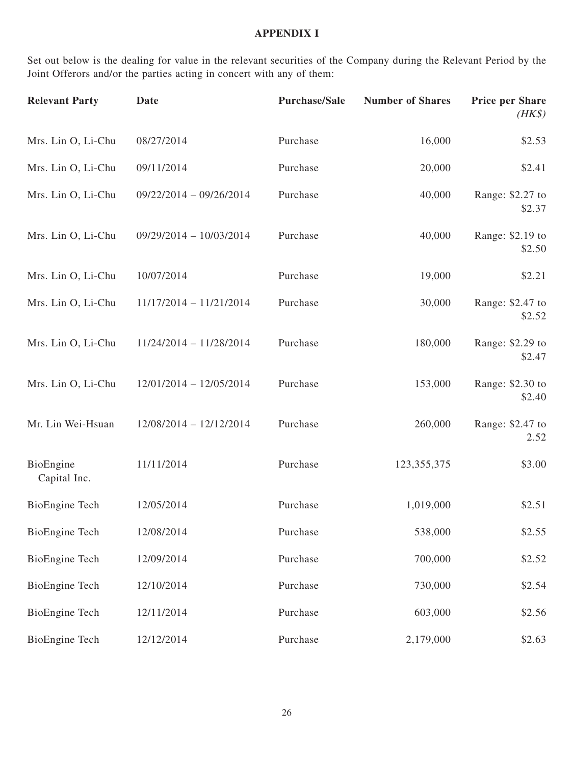## APPENDIX I

Set out below is the dealing for value in the relevant securities of the Company during the Relevant Period by the Joint Offerors and/or the parties acting in concert with any of them:

| Relevant Party | Date | Purchase/Sale | Number of Shares | Price per Share *(HK$)* |
|---|---|---|---|---|
| Mrs. Lin O, Li-Chu | 08/27/2014 | Purchase | 16,000 | $2.53 |
| Mrs. Lin O, Li-Chu | 09/11/2014 | Purchase | 20,000 | $2.41 |
| Mrs. Lin O, Li-Chu | 09/22/2014 – 09/26/2014 | Purchase | 40,000 | Range: $2.27 to $2.37 |
| Mrs. Lin O, Li-Chu | 09/29/2014 – 10/03/2014 | Purchase | 40,000 | Range: $2.19 to $2.50 |
| Mrs. Lin O, Li-Chu | 10/07/2014 | Purchase | 19,000 | $2.21 |
| Mrs. Lin O, Li-Chu | 11/17/2014 – 11/21/2014 | Purchase | 30,000 | Range: $2.47 to $2.52 |
| Mrs. Lin O, Li-Chu | 11/24/2014 – 11/28/2014 | Purchase | 180,000 | Range: $2.29 to $2.47 |
| Mrs. Lin O, Li-Chu | 12/01/2014 – 12/05/2014 | Purchase | 153,000 | Range: $2.30 to $2.40 |
| Mr. Lin Wei-Hsuan | 12/08/2014 – 12/12/2014 | Purchase | 260,000 | Range: $2.47 to 2.52 |
| BioEngine Capital Inc. | 11/11/2014 | Purchase | 123,355,375 | $3.00 |
| BioEngine Tech | 12/05/2014 | Purchase | 1,019,000 | $2.51 |
| BioEngine Tech | 12/08/2014 | Purchase | 538,000 | $2.55 |
| BioEngine Tech | 12/09/2014 | Purchase | 700,000 | $2.52 |
| BioEngine Tech | 12/10/2014 | Purchase | 730,000 | $2.54 |
| BioEngine Tech | 12/11/2014 | Purchase | 603,000 | $2.56 |
| BioEngine Tech | 12/12/2014 | Purchase | 2,179,000 | $2.63 |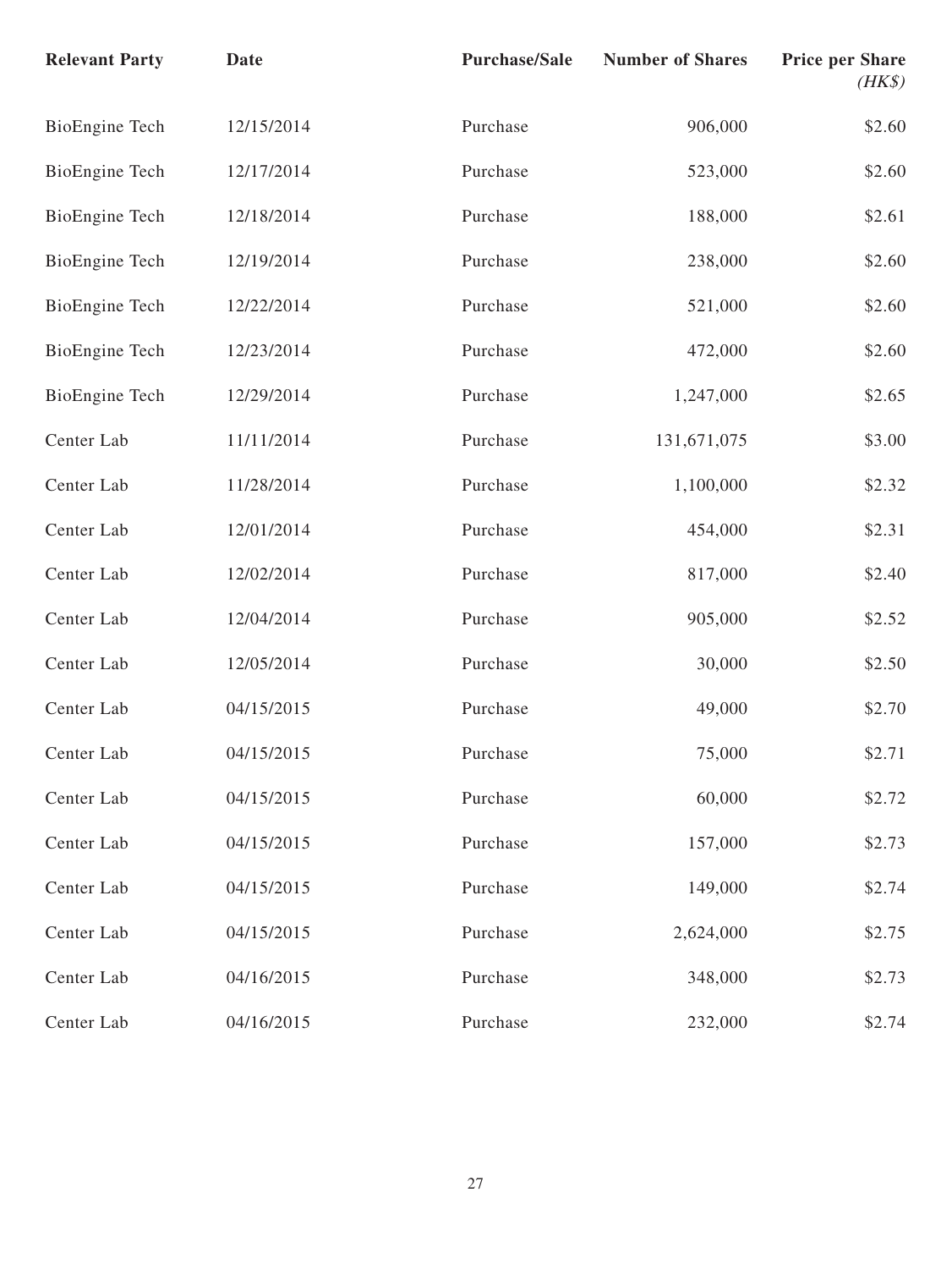| Relevant Party | Date | Purchase/Sale | Number of Shares | Price per Share *(HK$)* |
|---|---|---|---|---|
| BioEngine Tech | 12/15/2014 | Purchase | 906,000 | $2.60 |
| BioEngine Tech | 12/17/2014 | Purchase | 523,000 | $2.60 |
| BioEngine Tech | 12/18/2014 | Purchase | 188,000 | $2.61 |
| BioEngine Tech | 12/19/2014 | Purchase | 238,000 | $2.60 |
| BioEngine Tech | 12/22/2014 | Purchase | 521,000 | $2.60 |
| BioEngine Tech | 12/23/2014 | Purchase | 472,000 | $2.60 |
| BioEngine Tech | 12/29/2014 | Purchase | 1,247,000 | $2.65 |
| Center Lab | 11/11/2014 | Purchase | 131,671,075 | $3.00 |
| Center Lab | 11/28/2014 | Purchase | 1,100,000 | $2.32 |
| Center Lab | 12/01/2014 | Purchase | 454,000 | $2.31 |
| Center Lab | 12/02/2014 | Purchase | 817,000 | $2.40 |
| Center Lab | 12/04/2014 | Purchase | 905,000 | $2.52 |
| Center Lab | 12/05/2014 | Purchase | 30,000 | $2.50 |
| Center Lab | 04/15/2015 | Purchase | 49,000 | $2.70 |
| Center Lab | 04/15/2015 | Purchase | 75,000 | $2.71 |
| Center Lab | 04/15/2015 | Purchase | 60,000 | $2.72 |
| Center Lab | 04/15/2015 | Purchase | 157,000 | $2.73 |
| Center Lab | 04/15/2015 | Purchase | 149,000 | $2.74 |
| Center Lab | 04/15/2015 | Purchase | 2,624,000 | $2.75 |
| Center Lab | 04/16/2015 | Purchase | 348,000 | $2.73 |
| Center Lab | 04/16/2015 | Purchase | 232,000 | $2.74 |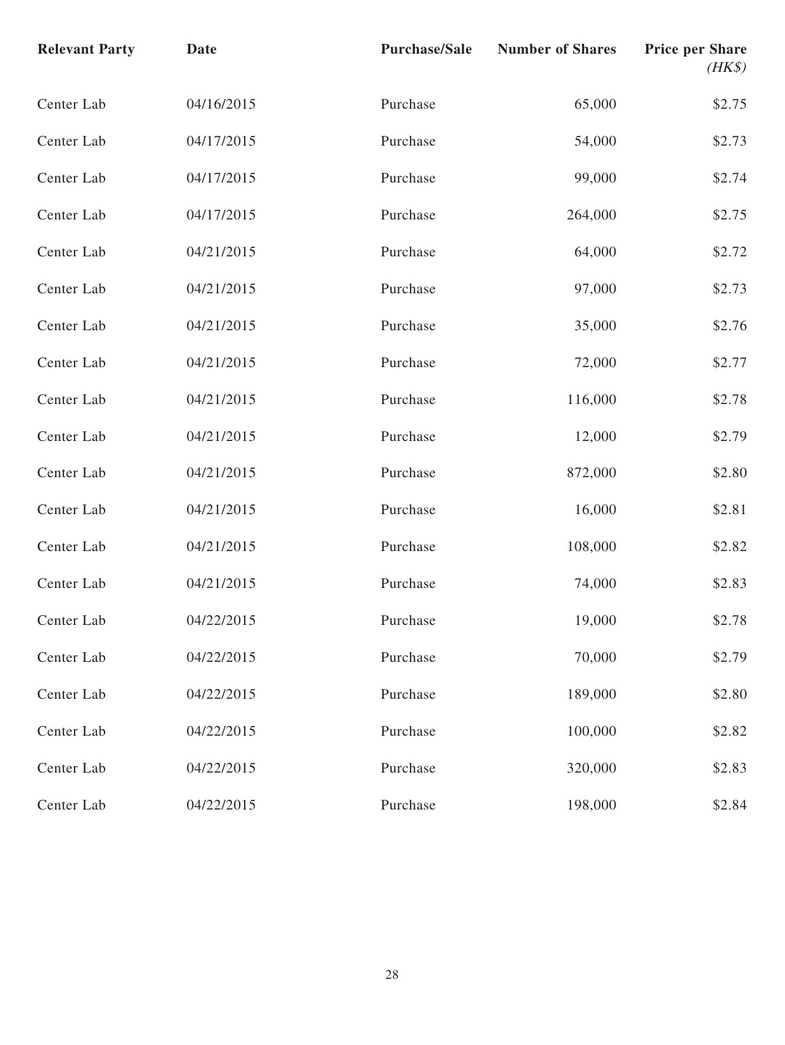| Relevant Party | Date | Purchase/Sale | Number of Shares | Price per Share *(HK$)* |
|---|---|---|---|---|
| Center Lab | 04/16/2015 | Purchase | 65,000 | $2.75 |
| Center Lab | 04/17/2015 | Purchase | 54,000 | $2.73 |
| Center Lab | 04/17/2015 | Purchase | 99,000 | $2.74 |
| Center Lab | 04/17/2015 | Purchase | 264,000 | $2.75 |
| Center Lab | 04/21/2015 | Purchase | 64,000 | $2.72 |
| Center Lab | 04/21/2015 | Purchase | 97,000 | $2.73 |
| Center Lab | 04/21/2015 | Purchase | 35,000 | $2.76 |
| Center Lab | 04/21/2015 | Purchase | 72,000 | $2.77 |
| Center Lab | 04/21/2015 | Purchase | 116,000 | $2.78 |
| Center Lab | 04/21/2015 | Purchase | 12,000 | $2.79 |
| Center Lab | 04/21/2015 | Purchase | 872,000 | $2.80 |
| Center Lab | 04/21/2015 | Purchase | 16,000 | $2.81 |
| Center Lab | 04/21/2015 | Purchase | 108,000 | $2.82 |
| Center Lab | 04/21/2015 | Purchase | 74,000 | $2.83 |
| Center Lab | 04/22/2015 | Purchase | 19,000 | $2.78 |
| Center Lab | 04/22/2015 | Purchase | 70,000 | $2.79 |
| Center Lab | 04/22/2015 | Purchase | 189,000 | $2.80 |
| Center Lab | 04/22/2015 | Purchase | 100,000 | $2.82 |
| Center Lab | 04/22/2015 | Purchase | 320,000 | $2.83 |
| Center Lab | 04/22/2015 | Purchase | 198,000 | $2.84 |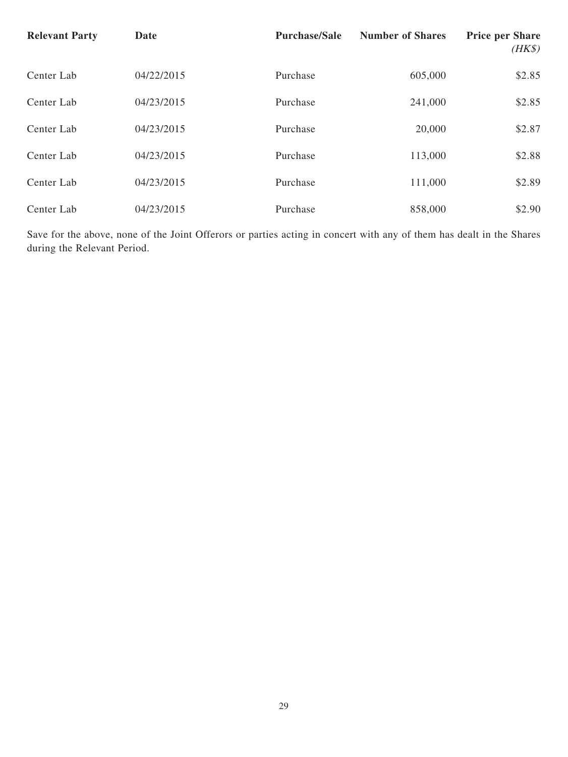| Relevant Party | Date | Purchase/Sale | Number of Shares | Price per Share *(HK$)* |
|---|---|---|---|---|
| Center Lab | 04/22/2015 | Purchase | 605,000 | $2.85 |
| Center Lab | 04/23/2015 | Purchase | 241,000 | $2.85 |
| Center Lab | 04/23/2015 | Purchase | 20,000 | $2.87 |
| Center Lab | 04/23/2015 | Purchase | 113,000 | $2.88 |
| Center Lab | 04/23/2015 | Purchase | 111,000 | $2.89 |
| Center Lab | 04/23/2015 | Purchase | 858,000 | $2.90 |

Save for the above, none of the Joint Offerors or parties acting in concert with any of them has dealt in the Shares during the Relevant Period.